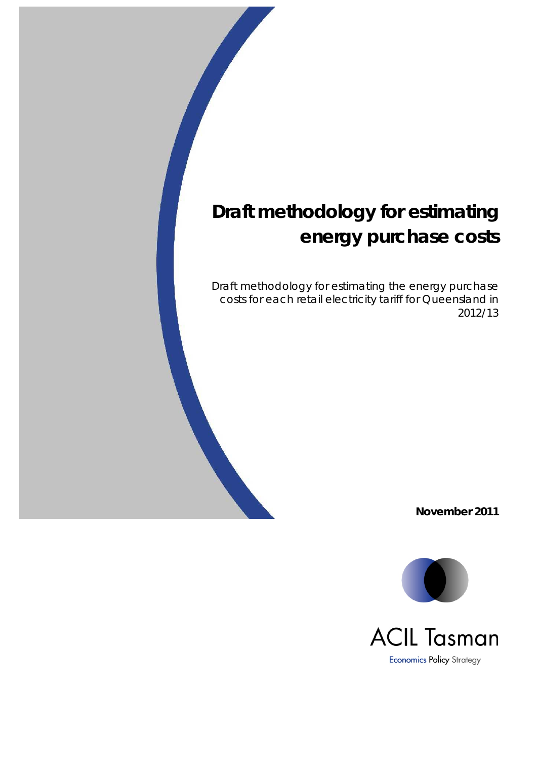# Draft methodology for estimating energy purchase costs

Draft methodology for estimating the energy purchase costs for each retail electricity tariff for Queensland in 2012/13

**November 2011**

ACIL Tasman

Economics Policy Strategy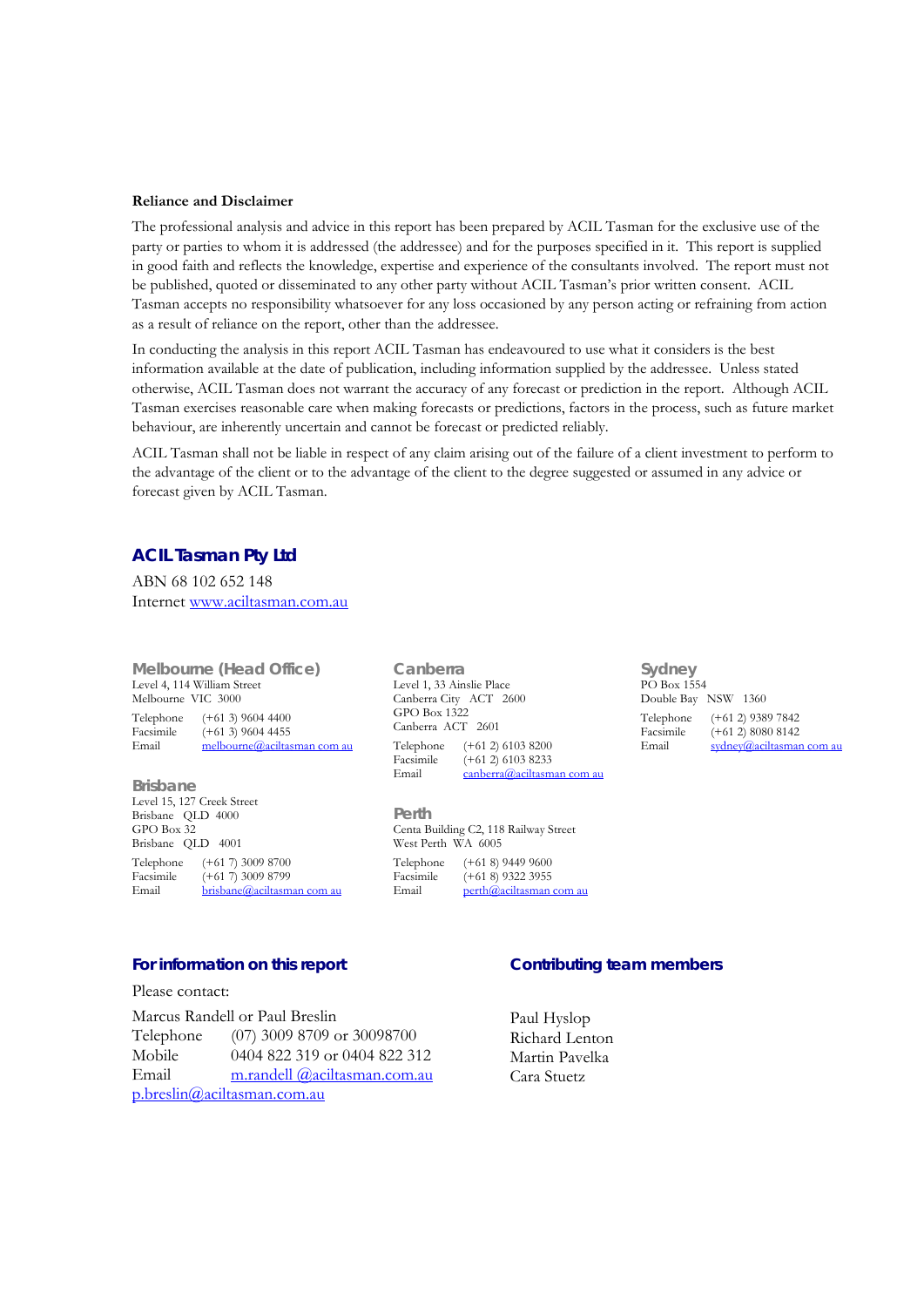**Reliance and Disclaimer**

The professional analysis and advice in this report has been prepared by ACIL Tasman for the exclusive use of the party or parties to whom it is addressed (the addressee) and for the purposes specified in it. This report is supplied in good faith and reflects the knowledge, expertise and experience of the consultants involved. The report must not be published, quoted or disseminated to any other party without ACIL Tasman's prior written consent. ACIL Tasman accepts no responsibility whatsoever for any loss occasioned by any person acting or refraining from action as a result of reliance on the report, other than the addressee.

In conducting the analysis in this report ACIL Tasman has endeavoured to use what it considers is the best information available at the date of publication, including information supplied by the addressee. Unless stated otherwise, ACIL Tasman does not warrant the accuracy of any forecast or prediction in the report. Although ACIL Tasman exercises reasonable care when making forecasts or predictions, factors in the process, such as future market behaviour, are inherently uncertain and cannot be forecast or predicted reliably.

ACIL Tasman shall not be liable in respect of any claim arising out of the failure of a client investment to perform to the advantage of the client or to the advantage of the client to the degree suggested or assumed in any advice or forecast given by ACIL Tasman.

## ACIL Tasman Pty Ltd

ABN 68 102 652 148
Internet www.aciltasman.com.au

### Melbourne (Head Office)

Level 4, 114 William Street
Melbourne VIC 3000

Telephone (+61 3) 9604 4400
Facsimile (+61 3) 9604 4455
Email melbourne@aciltasman.com.au

### Brisbane

Level 15, 127 Creek Street
Brisbane QLD 4000
GPO Box 32
Brisbane QLD 4001

Telephone (+61 7) 3009 8700
Facsimile (+61 7) 3009 8799
Email brisbane@aciltasman.com.au

### Canberra

Level 1, 33 Ainslie Place
Canberra City ACT 2600
GPO Box 1322
Canberra ACT 2601

Telephone (+61 2) 6103 8200
Facsimile (+61 2) 6103 8233
Email canberra@aciltasman.com.au

### Perth

Centa Building C2, 118 Railway Street
West Perth WA 6005

Telephone (+61 8) 9449 9600
Facsimile (+61 8) 9322 3955
Email perth@aciltasman.com.au

### Sydney

PO Box 1554
Double Bay NSW 1360

Telephone (+61 2) 9389 7842
Facsimile (+61 2) 8080 8142
Email sydney@aciltasman.com.au

### For information on this report

Please contact:

Marcus Randell or Paul Breslin
Telephone (07) 3009 8709 or 30098700
Mobile 0404 822 319 or 0404 822 312
Email m.randell @aciltasman.com.au
p.breslin@aciltasman.com.au

### Contributing team members

Paul Hyslop
Richard Lenton
Martin Pavelka
Cara Stuetz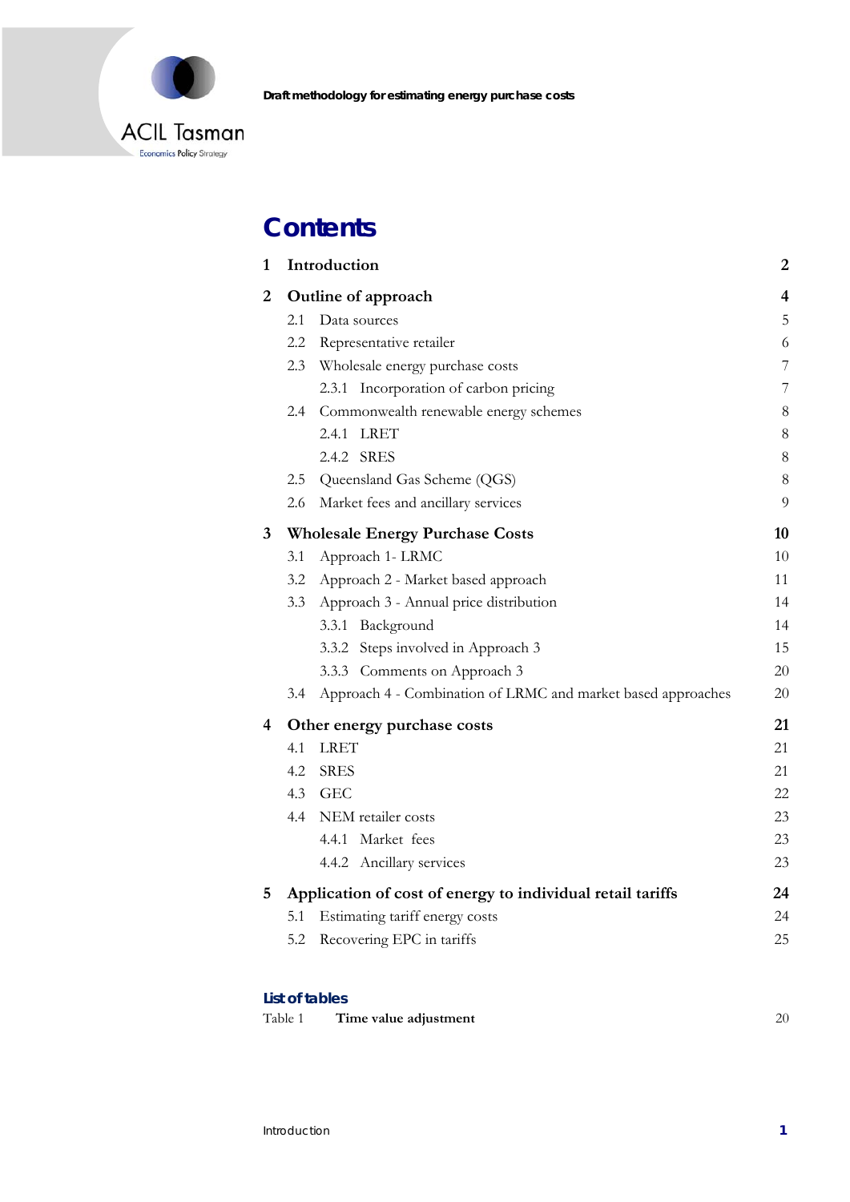# Contents

| | | |
|---|---|---|
| **1** | **Introduction** | **2** |
| **2** | **Outline of approach** | **4** |
| | 2.1 Data sources | 5 |
| | 2.2 Representative retailer | 6 |
| | 2.3 Wholesale energy purchase costs | 7 |
| | 2.3.1 Incorporation of carbon pricing | 7 |
| | 2.4 Commonwealth renewable energy schemes | 8 |
| | 2.4.1 LRET | 8 |
| | 2.4.2 SRES | 8 |
| | 2.5 Queensland Gas Scheme (QGS) | 8 |
| | 2.6 Market fees and ancillary services | 9 |
| **3** | **Wholesale Energy Purchase Costs** | **10** |
| | 3.1 Approach 1- LRMC | 10 |
| | 3.2 Approach 2 - Market based approach | 11 |
| | 3.3 Approach 3 - Annual price distribution | 14 |
| | 3.3.1 Background | 14 |
| | 3.3.2 Steps involved in Approach 3 | 15 |
| | 3.3.3 Comments on Approach 3 | 20 |
| | 3.4 Approach 4 - Combination of LRMC and market based approaches | 20 |
| **4** | **Other energy purchase costs** | **21** |
| | 4.1 LRET | 21 |
| | 4.2 SRES | 21 |
| | 4.3 GEC | 22 |
| | 4.4 NEM retailer costs | 23 |
| | 4.4.1 Market fees | 23 |
| | 4.4.2 Ancillary services | 23 |
| **5** | **Application of cost of energy to individual retail tariffs** | **24** |
| | 5.1 Estimating tariff energy costs | 24 |
| | 5.2 Recovering EPC in tariffs | 25 |

## List of tables

| | | |
|---|---|---|
| Table 1 | **Time value adjustment** | 20 |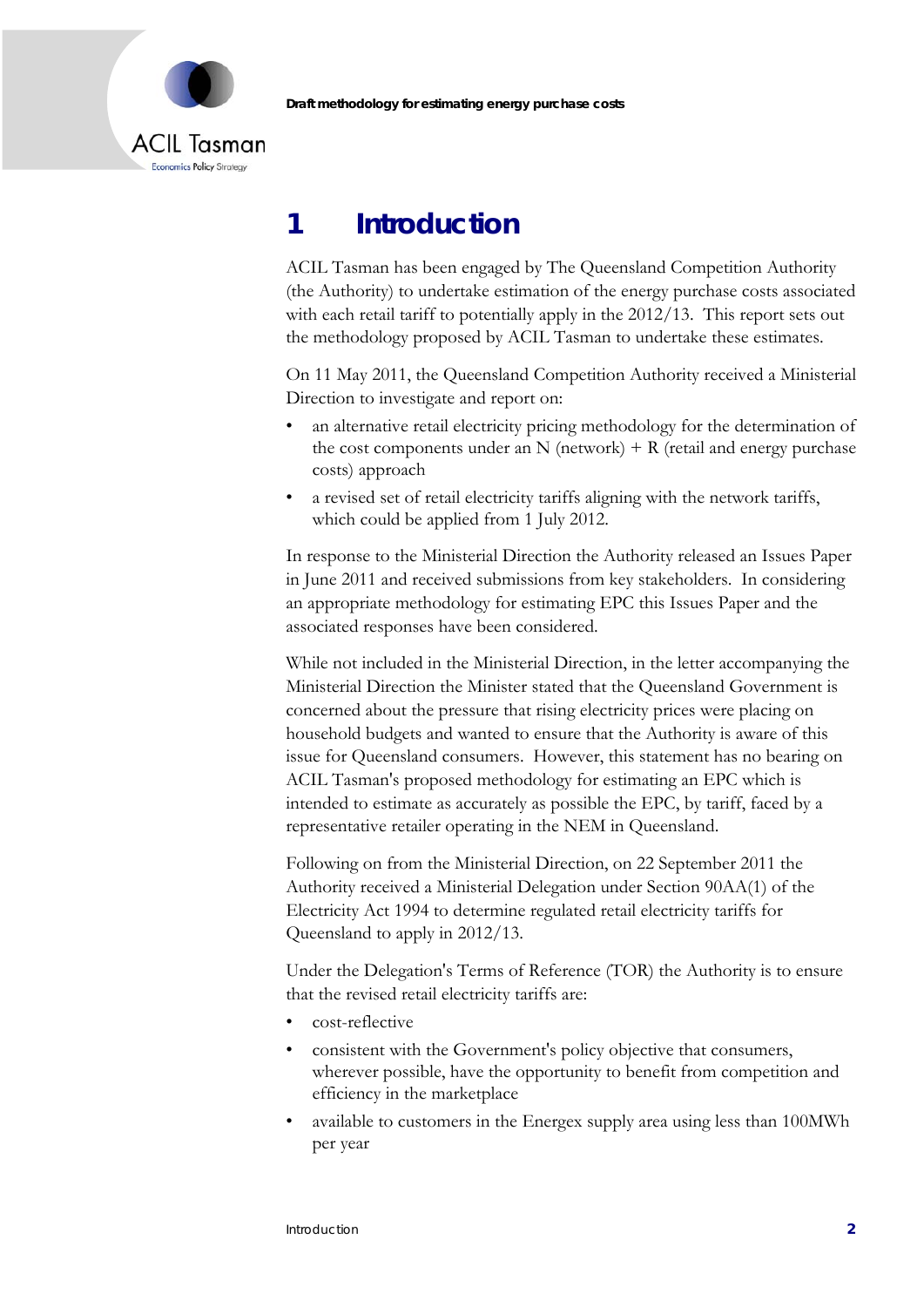# 1 Introduction

ACIL Tasman has been engaged by The Queensland Competition Authority (the Authority) to undertake estimation of the energy purchase costs associated with each retail tariff to potentially apply in the 2012/13. This report sets out the methodology proposed by ACIL Tasman to undertake these estimates.

On 11 May 2011, the Queensland Competition Authority received a Ministerial Direction to investigate and report on:

- an alternative retail electricity pricing methodology for the determination of the cost components under an N (network) + R (retail and energy purchase costs) approach
- a revised set of retail electricity tariffs aligning with the network tariffs, which could be applied from 1 July 2012.

In response to the Ministerial Direction the Authority released an Issues Paper in June 2011 and received submissions from key stakeholders. In considering an appropriate methodology for estimating EPC this Issues Paper and the associated responses have been considered.

While not included in the Ministerial Direction, in the letter accompanying the Ministerial Direction the Minister stated that the Queensland Government is concerned about the pressure that rising electricity prices were placing on household budgets and wanted to ensure that the Authority is aware of this issue for Queensland consumers. However, this statement has no bearing on ACIL Tasman's proposed methodology for estimating an EPC which is intended to estimate as accurately as possible the EPC, by tariff, faced by a representative retailer operating in the NEM in Queensland.

Following on from the Ministerial Direction, on 22 September 2011 the Authority received a Ministerial Delegation under Section 90AA(1) of the Electricity Act 1994 to determine regulated retail electricity tariffs for Queensland to apply in 2012/13.

Under the Delegation's Terms of Reference (TOR) the Authority is to ensure that the revised retail electricity tariffs are:

- cost-reflective
- consistent with the Government's policy objective that consumers, wherever possible, have the opportunity to benefit from competition and efficiency in the marketplace
- available to customers in the Energex supply area using less than 100MWh per year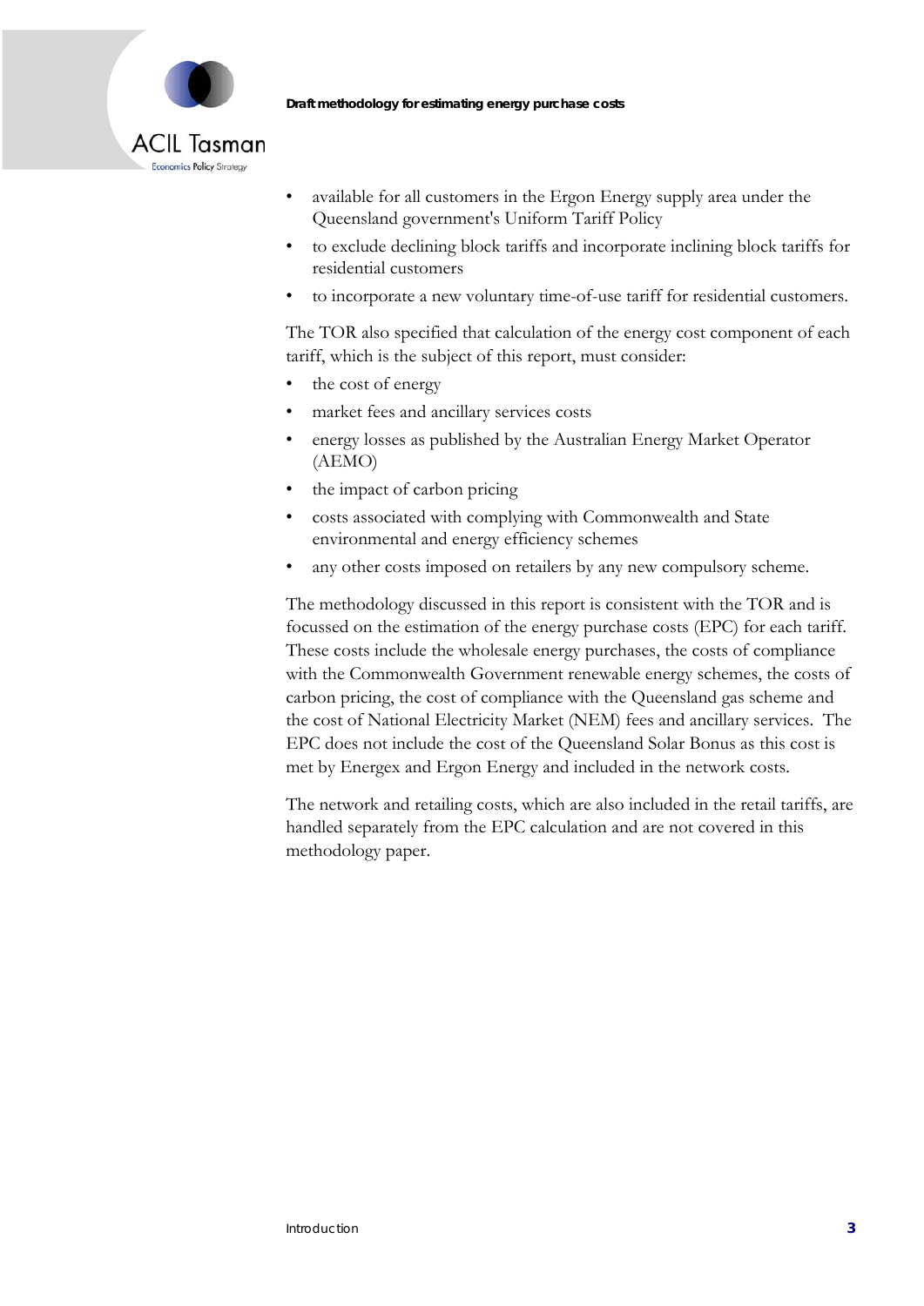- available for all customers in the Ergon Energy supply area under the Queensland government's Uniform Tariff Policy
- to exclude declining block tariffs and incorporate inclining block tariffs for residential customers
- to incorporate a new voluntary time-of-use tariff for residential customers.

The TOR also specified that calculation of the energy cost component of each tariff, which is the subject of this report, must consider:

- the cost of energy
- market fees and ancillary services costs
- energy losses as published by the Australian Energy Market Operator (AEMO)
- the impact of carbon pricing
- costs associated with complying with Commonwealth and State environmental and energy efficiency schemes
- any other costs imposed on retailers by any new compulsory scheme.

The methodology discussed in this report is consistent with the TOR and is focussed on the estimation of the energy purchase costs (EPC) for each tariff. These costs include the wholesale energy purchases, the costs of compliance with the Commonwealth Government renewable energy schemes, the costs of carbon pricing, the cost of compliance with the Queensland gas scheme and the cost of National Electricity Market (NEM) fees and ancillary services. The EPC does not include the cost of the Queensland Solar Bonus as this cost is met by Energex and Ergon Energy and included in the network costs.

The network and retailing costs, which are also included in the retail tariffs, are handled separately from the EPC calculation and are not covered in this methodology paper.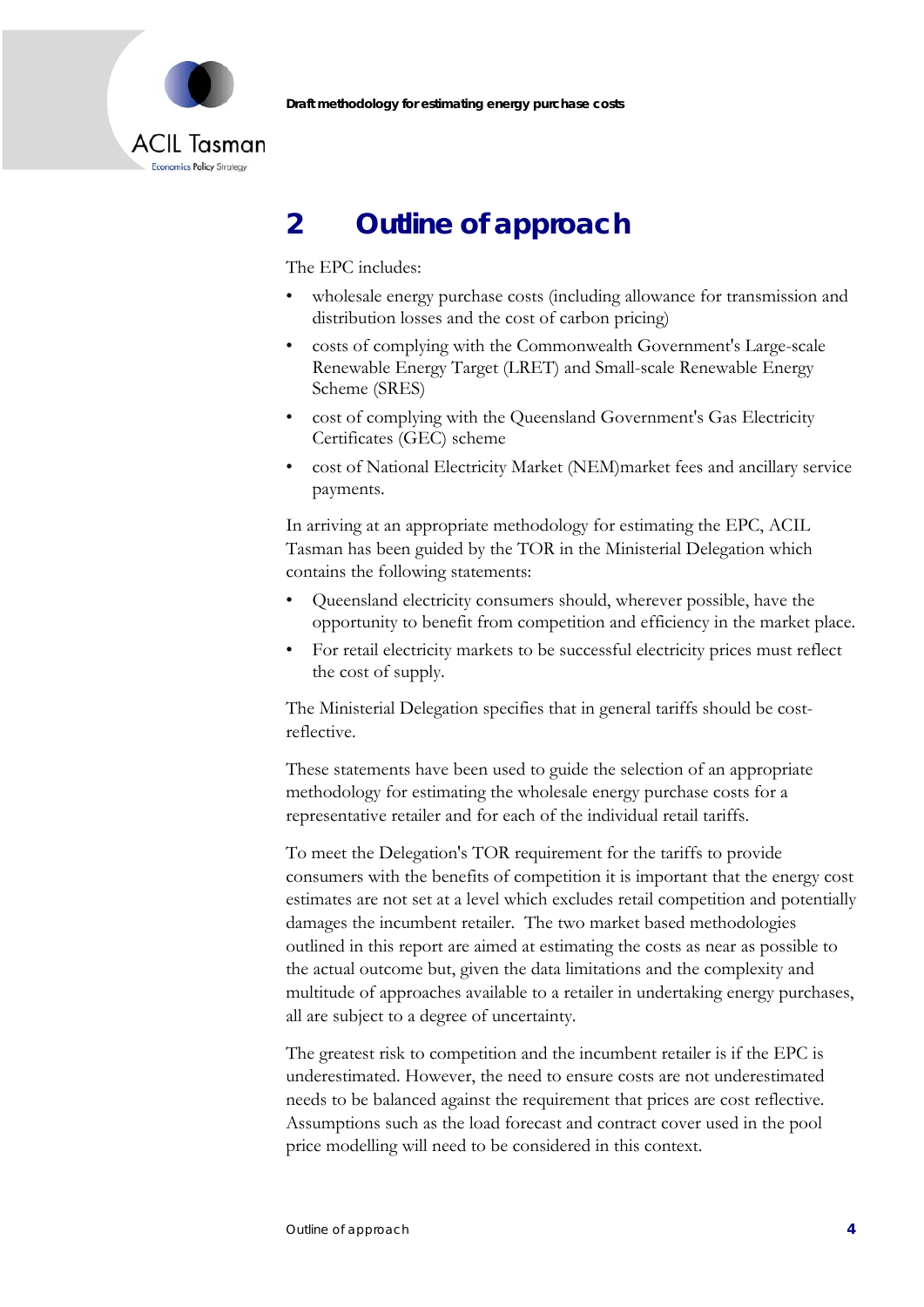# 2 Outline of approach

The EPC includes:

- wholesale energy purchase costs (including allowance for transmission and distribution losses and the cost of carbon pricing)
- costs of complying with the Commonwealth Government's Large-scale Renewable Energy Target (LRET) and Small-scale Renewable Energy Scheme (SRES)
- cost of complying with the Queensland Government's Gas Electricity Certificates (GEC) scheme
- cost of National Electricity Market (NEM)market fees and ancillary service payments.

In arriving at an appropriate methodology for estimating the EPC, ACIL Tasman has been guided by the TOR in the Ministerial Delegation which contains the following statements:

- Queensland electricity consumers should, wherever possible, have the opportunity to benefit from competition and efficiency in the market place.
- For retail electricity markets to be successful electricity prices must reflect the cost of supply.

The Ministerial Delegation specifies that in general tariffs should be cost-reflective.

These statements have been used to guide the selection of an appropriate methodology for estimating the wholesale energy purchase costs for a representative retailer and for each of the individual retail tariffs.

To meet the Delegation's TOR requirement for the tariffs to provide consumers with the benefits of competition it is important that the energy cost estimates are not set at a level which excludes retail competition and potentially damages the incumbent retailer. The two market based methodologies outlined in this report are aimed at estimating the costs as near as possible to the actual outcome but, given the data limitations and the complexity and multitude of approaches available to a retailer in undertaking energy purchases, all are subject to a degree of uncertainty.

The greatest risk to competition and the incumbent retailer is if the EPC is underestimated. However, the need to ensure costs are not underestimated needs to be balanced against the requirement that prices are cost reflective. Assumptions such as the load forecast and contract cover used in the pool price modelling will need to be considered in this context.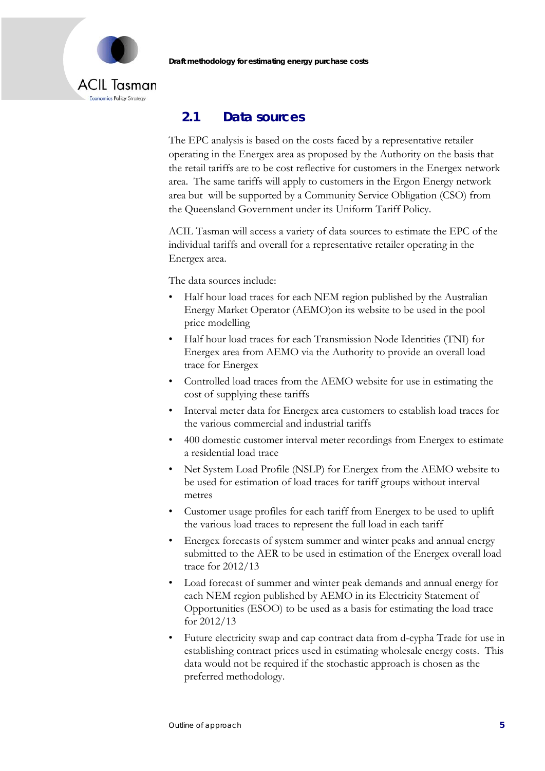## 2.1 Data sources

The EPC analysis is based on the costs faced by a representative retailer operating in the Energex area as proposed by the Authority on the basis that the retail tariffs are to be cost reflective for customers in the Energex network area. The same tariffs will apply to customers in the Ergon Energy network area but will be supported by a Community Service Obligation (CSO) from the Queensland Government under its Uniform Tariff Policy.

ACIL Tasman will access a variety of data sources to estimate the EPC of the individual tariffs and overall for a representative retailer operating in the Energex area.

The data sources include:

- Half hour load traces for each NEM region published by the Australian Energy Market Operator (AEMO)on its website to be used in the pool price modelling
- Half hour load traces for each Transmission Node Identities (TNI) for Energex area from AEMO via the Authority to provide an overall load trace for Energex
- Controlled load traces from the AEMO website for use in estimating the cost of supplying these tariffs
- Interval meter data for Energex area customers to establish load traces for the various commercial and industrial tariffs
- 400 domestic customer interval meter recordings from Energex to estimate a residential load trace
- Net System Load Profile (NSLP) for Energex from the AEMO website to be used for estimation of load traces for tariff groups without interval metres
- Customer usage profiles for each tariff from Energex to be used to uplift the various load traces to represent the full load in each tariff
- Energex forecasts of system summer and winter peaks and annual energy submitted to the AER to be used in estimation of the Energex overall load trace for 2012/13
- Load forecast of summer and winter peak demands and annual energy for each NEM region published by AEMO in its Electricity Statement of Opportunities (ESOO) to be used as a basis for estimating the load trace for 2012/13
- Future electricity swap and cap contract data from d-cypha Trade for use in establishing contract prices used in estimating wholesale energy costs. This data would not be required if the stochastic approach is chosen as the preferred methodology.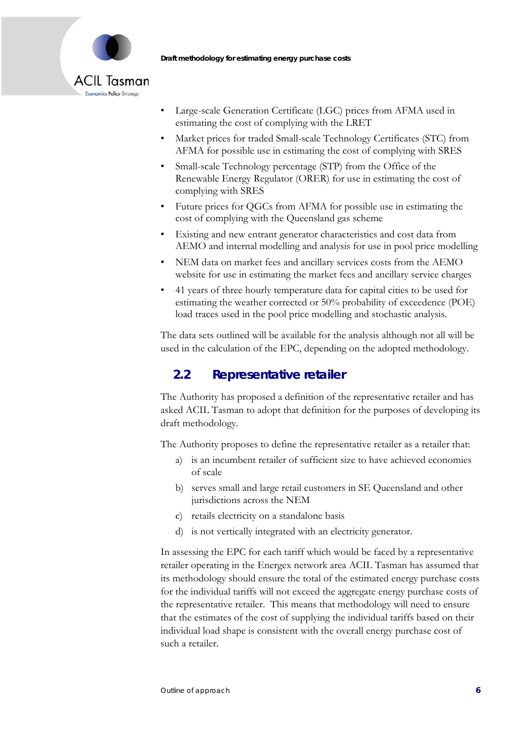- Large-scale Generation Certificate (LGC) prices from AFMA used in estimating the cost of complying with the LRET
- Market prices for traded Small-scale Technology Certificates (STC) from AFMA for possible use in estimating the cost of complying with SRES
- Small-scale Technology percentage (STP) from the Office of the Renewable Energy Regulator (ORER) for use in estimating the cost of complying with SRES
- Future prices for QGCs from AFMA for possible use in estimating the cost of complying with the Queensland gas scheme
- Existing and new entrant generator characteristics and cost data from AEMO and internal modelling and analysis for use in pool price modelling
- NEM data on market fees and ancillary services costs from the AEMO website for use in estimating the market fees and ancillary service charges
- 41 years of three hourly temperature data for capital cities to be used for estimating the weather corrected or 50% probability of exceedence (POE) load traces used in the pool price modelling and stochastic analysis.

The data sets outlined will be available for the analysis although not all will be used in the calculation of the EPC, depending on the adopted methodology.

## 2.2 Representative retailer

The Authority has proposed a definition of the representative retailer and has asked ACIL Tasman to adopt that definition for the purposes of developing its draft methodology.

The Authority proposes to define the representative retailer as a retailer that:

a) is an incumbent retailer of sufficient size to have achieved economies of scale

b) serves small and large retail customers in SE Queensland and other jurisdictions across the NEM

c) retails electricity on a standalone basis

d) is not vertically integrated with an electricity generator.

In assessing the EPC for each tariff which would be faced by a representative retailer operating in the Energex network area ACIL Tasman has assumed that its methodology should ensure the total of the estimated energy purchase costs for the individual tariffs will not exceed the aggregate energy purchase costs of the representative retailer. This means that methodology will need to ensure that the estimates of the cost of supplying the individual tariffs based on their individual load shape is consistent with the overall energy purchase cost of such a retailer.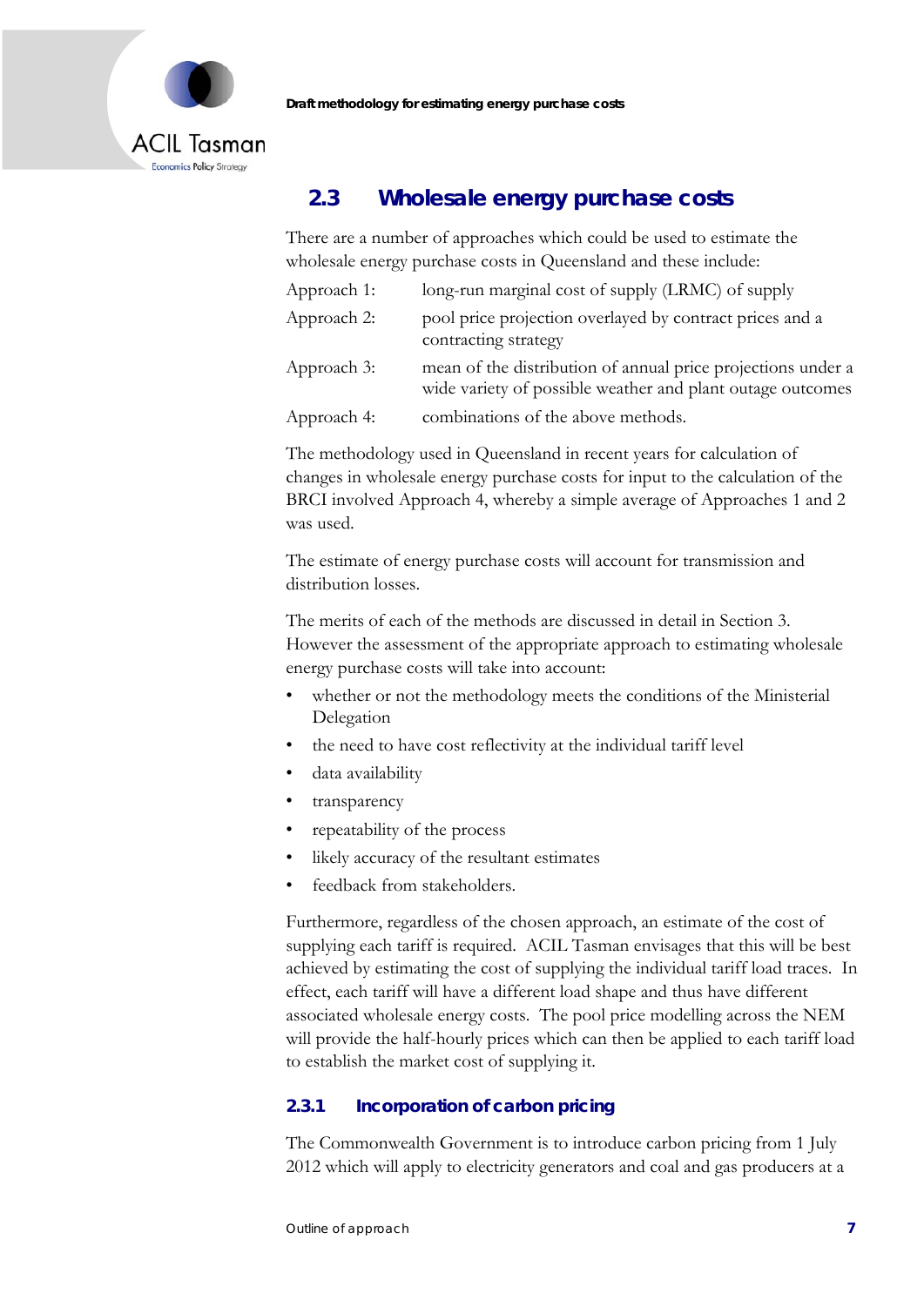## 2.3 Wholesale energy purchase costs

There are a number of approaches which could be used to estimate the wholesale energy purchase costs in Queensland and these include:

| | |
|---|---|
| Approach 1: | long-run marginal cost of supply (LRMC) of supply |
| Approach 2: | pool price projection overlayed by contract prices and a contracting strategy |
| Approach 3: | mean of the distribution of annual price projections under a wide variety of possible weather and plant outage outcomes |
| Approach 4: | combinations of the above methods. |

The methodology used in Queensland in recent years for calculation of changes in wholesale energy purchase costs for input to the calculation of the BRCI involved Approach 4, whereby a simple average of Approaches 1 and 2 was used.

The estimate of energy purchase costs will account for transmission and distribution losses.

The merits of each of the methods are discussed in detail in Section 3. However the assessment of the appropriate approach to estimating wholesale energy purchase costs will take into account:

- whether or not the methodology meets the conditions of the Ministerial Delegation
- the need to have cost reflectivity at the individual tariff level
- data availability
- transparency
- repeatability of the process
- likely accuracy of the resultant estimates
- feedback from stakeholders.

Furthermore, regardless of the chosen approach, an estimate of the cost of supplying each tariff is required. ACIL Tasman envisages that this will be best achieved by estimating the cost of supplying the individual tariff load traces. In effect, each tariff will have a different load shape and thus have different associated wholesale energy costs. The pool price modelling across the NEM will provide the half-hourly prices which can then be applied to each tariff load to establish the market cost of supplying it.

### 2.3.1 Incorporation of carbon pricing

The Commonwealth Government is to introduce carbon pricing from 1 July 2012 which will apply to electricity generators and coal and gas producers at a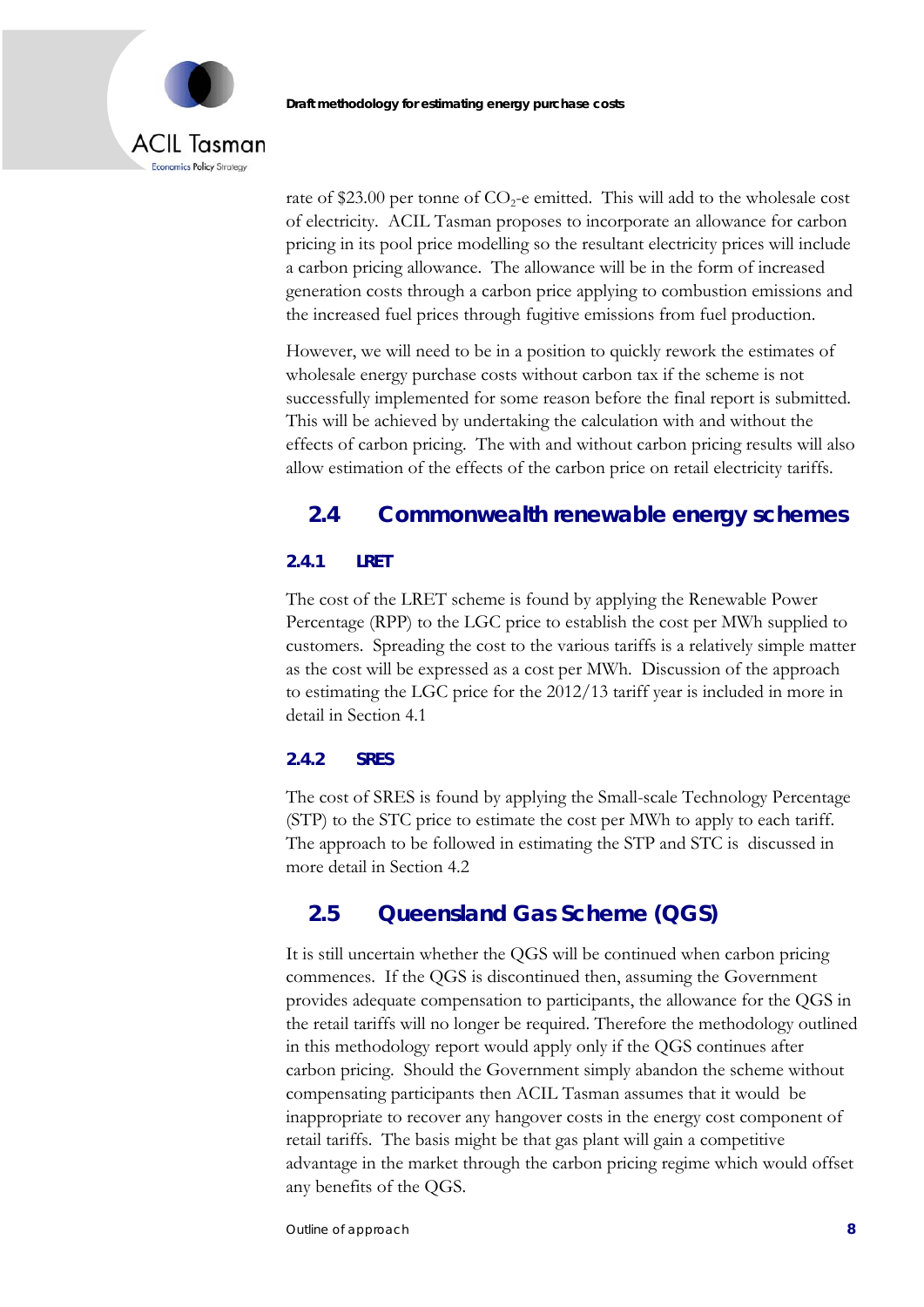rate of $23.00 per tonne of $CO_2$-e emitted. This will add to the wholesale cost of electricity. ACIL Tasman proposes to incorporate an allowance for carbon pricing in its pool price modelling so the resultant electricity prices will include a carbon pricing allowance. The allowance will be in the form of increased generation costs through a carbon price applying to combustion emissions and the increased fuel prices through fugitive emissions from fuel production.

However, we will need to be in a position to quickly rework the estimates of wholesale energy purchase costs without carbon tax if the scheme is not successfully implemented for some reason before the final report is submitted. This will be achieved by undertaking the calculation with and without the effects of carbon pricing. The with and without carbon pricing results will also allow estimation of the effects of the carbon price on retail electricity tariffs.

## 2.4 Commonwealth renewable energy schemes

### 2.4.1 LRET

The cost of the LRET scheme is found by applying the Renewable Power Percentage (RPP) to the LGC price to establish the cost per MWh supplied to customers. Spreading the cost to the various tariffs is a relatively simple matter as the cost will be expressed as a cost per MWh. Discussion of the approach to estimating the LGC price for the 2012/13 tariff year is included in more in detail in Section 4.1

### 2.4.2 SRES

The cost of SRES is found by applying the Small-scale Technology Percentage (STP) to the STC price to estimate the cost per MWh to apply to each tariff. The approach to be followed in estimating the STP and STC is discussed in more detail in Section 4.2

## 2.5 Queensland Gas Scheme (QGS)

It is still uncertain whether the QGS will be continued when carbon pricing commences. If the QGS is discontinued then, assuming the Government provides adequate compensation to participants, the allowance for the QGS in the retail tariffs will no longer be required. Therefore the methodology outlined in this methodology report would apply only if the QGS continues after carbon pricing. Should the Government simply abandon the scheme without compensating participants then ACIL Tasman assumes that it would be inappropriate to recover any hangover costs in the energy cost component of retail tariffs. The basis might be that gas plant will gain a competitive advantage in the market through the carbon pricing regime which would offset any benefits of the QGS.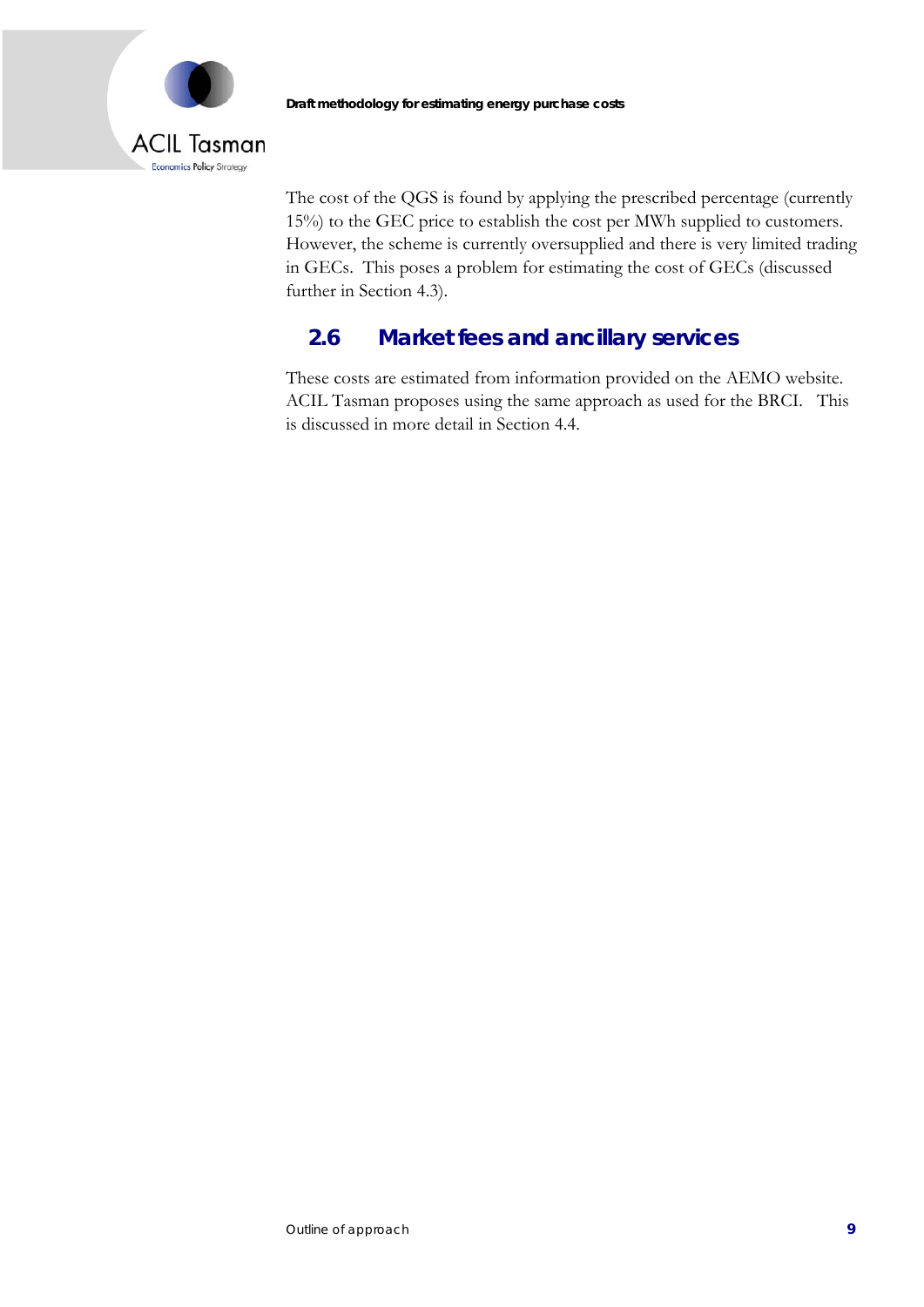The cost of the QGS is found by applying the prescribed percentage (currently 15%) to the GEC price to establish the cost per MWh supplied to customers. However, the scheme is currently oversupplied and there is very limited trading in GECs. This poses a problem for estimating the cost of GECs (discussed further in Section 4.3).

## 2.6 Market fees and ancillary services

These costs are estimated from information provided on the AEMO website. ACIL Tasman proposes using the same approach as used for the BRCI. This is discussed in more detail in Section 4.4.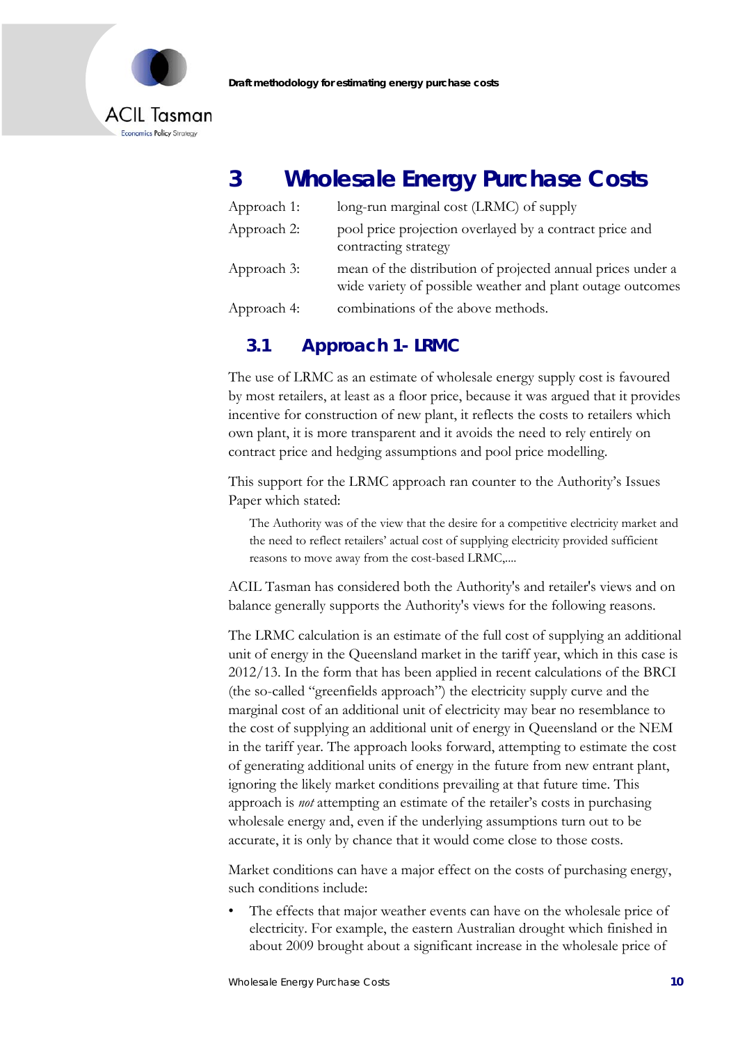# 3 Wholesale Energy Purchase Costs

| | |
|---|---|
| Approach 1: | long-run marginal cost (LRMC) of supply |
| Approach 2: | pool price projection overlayed by a contract price and contracting strategy |
| Approach 3: | mean of the distribution of projected annual prices under a wide variety of possible weather and plant outage outcomes |
| Approach 4: | combinations of the above methods. |

## 3.1 Approach 1- LRMC

The use of LRMC as an estimate of wholesale energy supply cost is favoured by most retailers, at least as a floor price, because it was argued that it provides incentive for construction of new plant, it reflects the costs to retailers which own plant, it is more transparent and it avoids the need to rely entirely on contract price and hedging assumptions and pool price modelling.

This support for the LRMC approach ran counter to the Authority's Issues Paper which stated:

> The Authority was of the view that the desire for a competitive electricity market and the need to reflect retailers' actual cost of supplying electricity provided sufficient reasons to move away from the cost-based LRMC,....

ACIL Tasman has considered both the Authority's and retailer's views and on balance generally supports the Authority's views for the following reasons.

The LRMC calculation is an estimate of the full cost of supplying an additional unit of energy in the Queensland market in the tariff year, which in this case is 2012/13. In the form that has been applied in recent calculations of the BRCI (the so-called "greenfields approach") the electricity supply curve and the marginal cost of an additional unit of electricity may bear no resemblance to the cost of supplying an additional unit of energy in Queensland or the NEM in the tariff year. The approach looks forward, attempting to estimate the cost of generating additional units of energy in the future from new entrant plant, ignoring the likely market conditions prevailing at that future time. This approach is *not* attempting an estimate of the retailer's costs in purchasing wholesale energy and, even if the underlying assumptions turn out to be accurate, it is only by chance that it would come close to those costs.

Market conditions can have a major effect on the costs of purchasing energy, such conditions include:

- The effects that major weather events can have on the wholesale price of electricity. For example, the eastern Australian drought which finished in about 2009 brought about a significant increase in the wholesale price of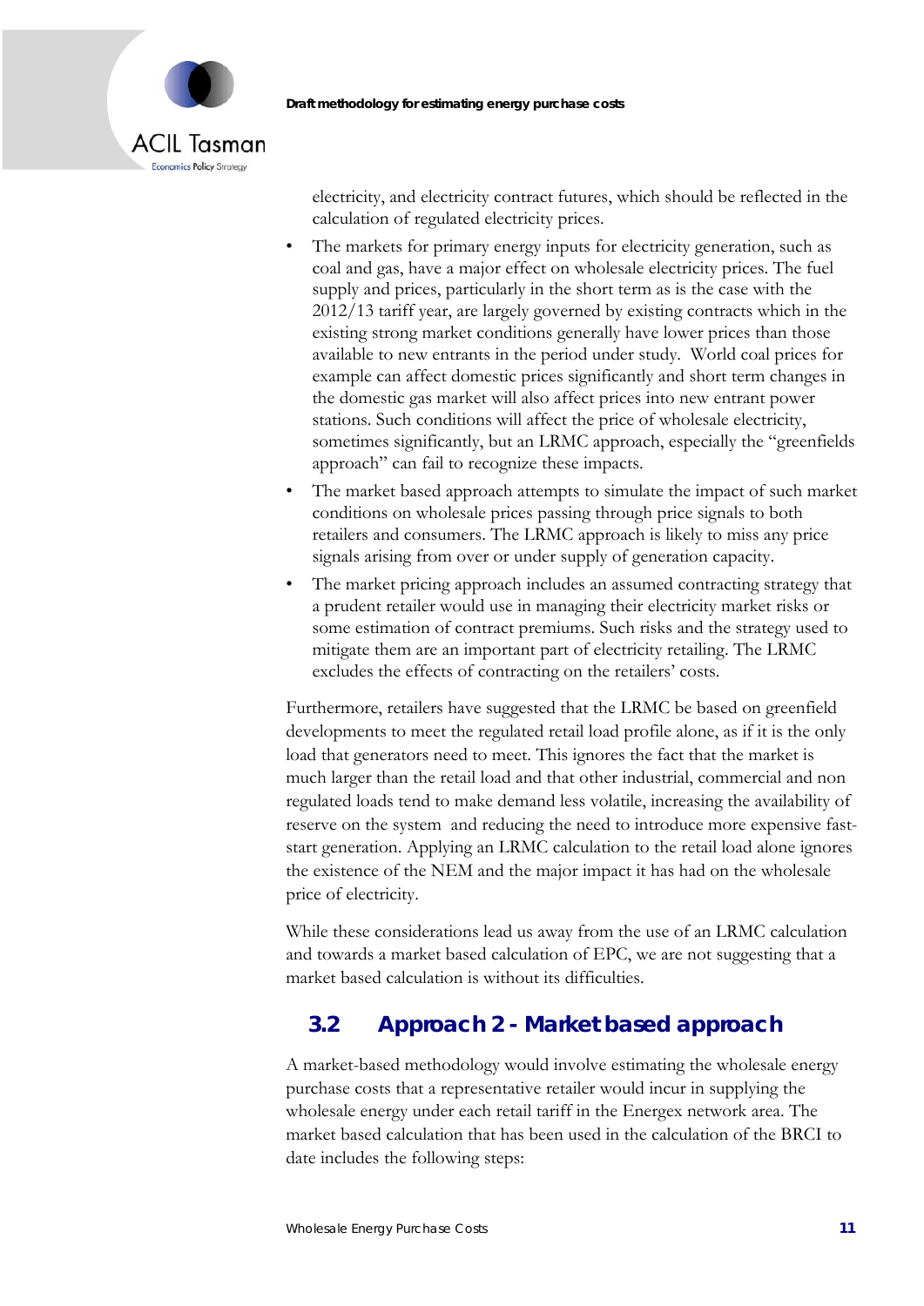electricity, and electricity contract futures, which should be reflected in the calculation of regulated electricity prices.

- The markets for primary energy inputs for electricity generation, such as coal and gas, have a major effect on wholesale electricity prices. The fuel supply and prices, particularly in the short term as is the case with the 2012/13 tariff year, are largely governed by existing contracts which in the existing strong market conditions generally have lower prices than those available to new entrants in the period under study. World coal prices for example can affect domestic prices significantly and short term changes in the domestic gas market will also affect prices into new entrant power stations. Such conditions will affect the price of wholesale electricity, sometimes significantly, but an LRMC approach, especially the "greenfields approach" can fail to recognize these impacts.
- The market based approach attempts to simulate the impact of such market conditions on wholesale prices passing through price signals to both retailers and consumers. The LRMC approach is likely to miss any price signals arising from over or under supply of generation capacity.
- The market pricing approach includes an assumed contracting strategy that a prudent retailer would use in managing their electricity market risks or some estimation of contract premiums. Such risks and the strategy used to mitigate them are an important part of electricity retailing. The LRMC excludes the effects of contracting on the retailers' costs.

Furthermore, retailers have suggested that the LRMC be based on greenfield developments to meet the regulated retail load profile alone, as if it is the only load that generators need to meet. This ignores the fact that the market is much larger than the retail load and that other industrial, commercial and non regulated loads tend to make demand less volatile, increasing the availability of reserve on the system and reducing the need to introduce more expensive fast-start generation. Applying an LRMC calculation to the retail load alone ignores the existence of the NEM and the major impact it has had on the wholesale price of electricity.

While these considerations lead us away from the use of an LRMC calculation and towards a market based calculation of EPC, we are not suggesting that a market based calculation is without its difficulties.

## 3.2 Approach 2 - Market based approach

A market-based methodology would involve estimating the wholesale energy purchase costs that a representative retailer would incur in supplying the wholesale energy under each retail tariff in the Energex network area. The market based calculation that has been used in the calculation of the BRCI to date includes the following steps: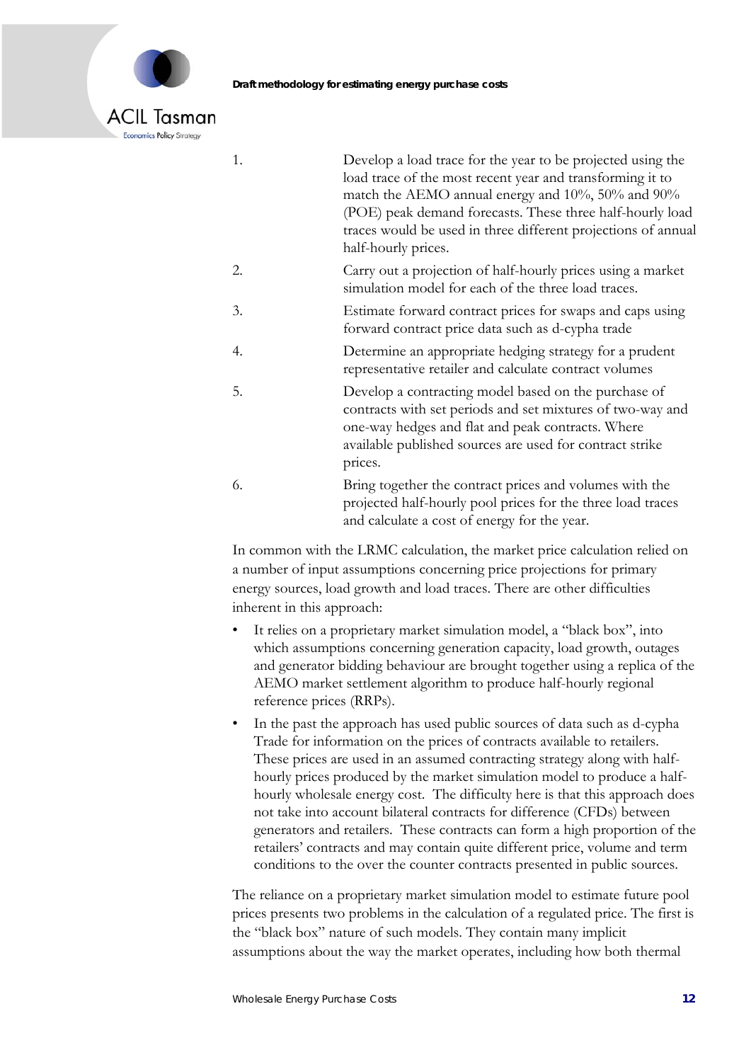1. Develop a load trace for the year to be projected using the load trace of the most recent year and transforming it to match the AEMO annual energy and 10%, 50% and 90% (POE) peak demand forecasts. These three half-hourly load traces would be used in three different projections of annual half-hourly prices.
2. Carry out a projection of half-hourly prices using a market simulation model for each of the three load traces.
3. Estimate forward contract prices for swaps and caps using forward contract price data such as d-cypha trade
4. Determine an appropriate hedging strategy for a prudent representative retailer and calculate contract volumes
5. Develop a contracting model based on the purchase of contracts with set periods and set mixtures of two-way and one-way hedges and flat and peak contracts. Where available published sources are used for contract strike prices.
6. Bring together the contract prices and volumes with the projected half-hourly pool prices for the three load traces and calculate a cost of energy for the year.

In common with the LRMC calculation, the market price calculation relied on a number of input assumptions concerning price projections for primary energy sources, load growth and load traces. There are other difficulties inherent in this approach:

- It relies on a proprietary market simulation model, a "black box", into which assumptions concerning generation capacity, load growth, outages and generator bidding behaviour are brought together using a replica of the AEMO market settlement algorithm to produce half-hourly regional reference prices (RRPs).
- In the past the approach has used public sources of data such as d-cypha Trade for information on the prices of contracts available to retailers. These prices are used in an assumed contracting strategy along with half-hourly prices produced by the market simulation model to produce a half-hourly wholesale energy cost. The difficulty here is that this approach does not take into account bilateral contracts for difference (CFDs) between generators and retailers. These contracts can form a high proportion of the retailers' contracts and may contain quite different price, volume and term conditions to the over the counter contracts presented in public sources.

The reliance on a proprietary market simulation model to estimate future pool prices presents two problems in the calculation of a regulated price. The first is the "black box" nature of such models. They contain many implicit assumptions about the way the market operates, including how both thermal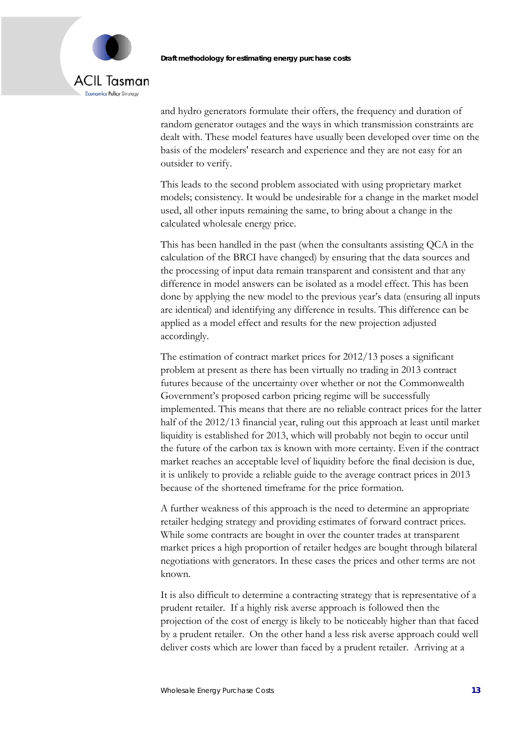and hydro generators formulate their offers, the frequency and duration of random generator outages and the ways in which transmission constraints are dealt with. These model features have usually been developed over time on the basis of the modelers' research and experience and they are not easy for an outsider to verify.

This leads to the second problem associated with using proprietary market models; consistency. It would be undesirable for a change in the market model used, all other inputs remaining the same, to bring about a change in the calculated wholesale energy price.

This has been handled in the past (when the consultants assisting QCA in the calculation of the BRCI have changed) by ensuring that the data sources and the processing of input data remain transparent and consistent and that any difference in model answers can be isolated as a model effect. This has been done by applying the new model to the previous year's data (ensuring all inputs are identical) and identifying any difference in results. This difference can be applied as a model effect and results for the new projection adjusted accordingly.

The estimation of contract market prices for 2012/13 poses a significant problem at present as there has been virtually no trading in 2013 contract futures because of the uncertainty over whether or not the Commonwealth Government's proposed carbon pricing regime will be successfully implemented. This means that there are no reliable contract prices for the latter half of the 2012/13 financial year, ruling out this approach at least until market liquidity is established for 2013, which will probably not begin to occur until the future of the carbon tax is known with more certainty. Even if the contract market reaches an acceptable level of liquidity before the final decision is due, it is unlikely to provide a reliable guide to the average contract prices in 2013 because of the shortened timeframe for the price formation.

A further weakness of this approach is the need to determine an appropriate retailer hedging strategy and providing estimates of forward contract prices. While some contracts are bought in over the counter trades at transparent market prices a high proportion of retailer hedges are bought through bilateral negotiations with generators. In these cases the prices and other terms are not known.

It is also difficult to determine a contracting strategy that is representative of a prudent retailer. If a highly risk averse approach is followed then the projection of the cost of energy is likely to be noticeably higher than that faced by a prudent retailer. On the other hand a less risk averse approach could well deliver costs which are lower than faced by a prudent retailer. Arriving at a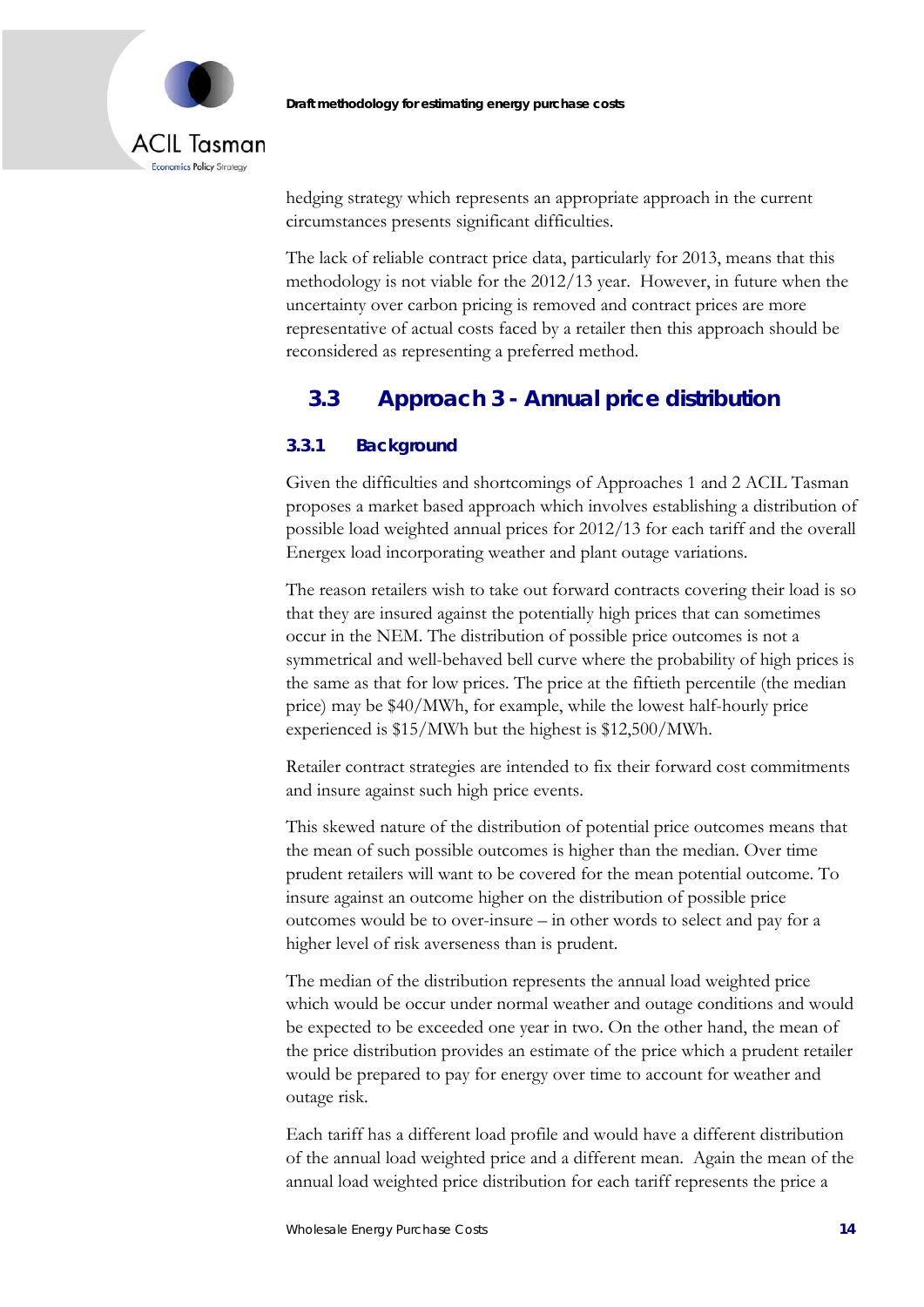hedging strategy which represents an appropriate approach in the current circumstances presents significant difficulties.

The lack of reliable contract price data, particularly for 2013, means that this methodology is not viable for the 2012/13 year. However, in future when the uncertainty over carbon pricing is removed and contract prices are more representative of actual costs faced by a retailer then this approach should be reconsidered as representing a preferred method.

## 3.3 Approach 3 - Annual price distribution

### 3.3.1 Background

Given the difficulties and shortcomings of Approaches 1 and 2 ACIL Tasman proposes a market based approach which involves establishing a distribution of possible load weighted annual prices for 2012/13 for each tariff and the overall Energex load incorporating weather and plant outage variations.

The reason retailers wish to take out forward contracts covering their load is so that they are insured against the potentially high prices that can sometimes occur in the NEM. The distribution of possible price outcomes is not a symmetrical and well-behaved bell curve where the probability of high prices is the same as that for low prices. The price at the fiftieth percentile (the median price) may be $40/MWh, for example, while the lowest half-hourly price experienced is $15/MWh but the highest is $12,500/MWh.

Retailer contract strategies are intended to fix their forward cost commitments and insure against such high price events.

This skewed nature of the distribution of potential price outcomes means that the mean of such possible outcomes is higher than the median. Over time prudent retailers will want to be covered for the mean potential outcome. To insure against an outcome higher on the distribution of possible price outcomes would be to over-insure – in other words to select and pay for a higher level of risk averseness than is prudent.

The median of the distribution represents the annual load weighted price which would be occur under normal weather and outage conditions and would be expected to be exceeded one year in two. On the other hand, the mean of the price distribution provides an estimate of the price which a prudent retailer would be prepared to pay for energy over time to account for weather and outage risk.

Each tariff has a different load profile and would have a different distribution of the annual load weighted price and a different mean. Again the mean of the annual load weighted price distribution for each tariff represents the price a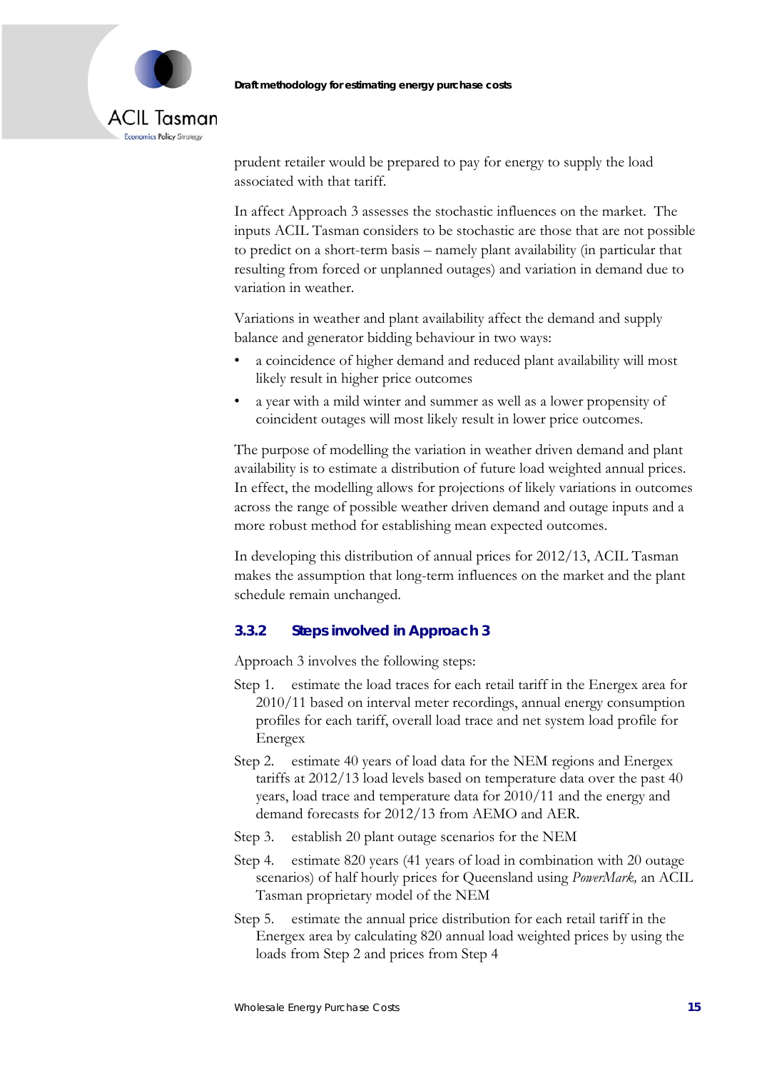prudent retailer would be prepared to pay for energy to supply the load associated with that tariff.

In affect Approach 3 assesses the stochastic influences on the market. The inputs ACIL Tasman considers to be stochastic are those that are not possible to predict on a short-term basis – namely plant availability (in particular that resulting from forced or unplanned outages) and variation in demand due to variation in weather.

Variations in weather and plant availability affect the demand and supply balance and generator bidding behaviour in two ways:

- a coincidence of higher demand and reduced plant availability will most likely result in higher price outcomes
- a year with a mild winter and summer as well as a lower propensity of coincident outages will most likely result in lower price outcomes.

The purpose of modelling the variation in weather driven demand and plant availability is to estimate a distribution of future load weighted annual prices. In effect, the modelling allows for projections of likely variations in outcomes across the range of possible weather driven demand and outage inputs and a more robust method for establishing mean expected outcomes.

In developing this distribution of annual prices for 2012/13, ACIL Tasman makes the assumption that long-term influences on the market and the plant schedule remain unchanged.

### 3.3.2 Steps involved in Approach 3

Approach 3 involves the following steps:

Step 1. estimate the load traces for each retail tariff in the Energex area for 2010/11 based on interval meter recordings, annual energy consumption profiles for each tariff, overall load trace and net system load profile for Energex

Step 2. estimate 40 years of load data for the NEM regions and Energex tariffs at 2012/13 load levels based on temperature data over the past 40 years, load trace and temperature data for 2010/11 and the energy and demand forecasts for 2012/13 from AEMO and AER.

Step 3. establish 20 plant outage scenarios for the NEM

Step 4. estimate 820 years (41 years of load in combination with 20 outage scenarios) of half hourly prices for Queensland using *PowerMark,* an ACIL Tasman proprietary model of the NEM

Step 5. estimate the annual price distribution for each retail tariff in the Energex area by calculating 820 annual load weighted prices by using the loads from Step 2 and prices from Step 4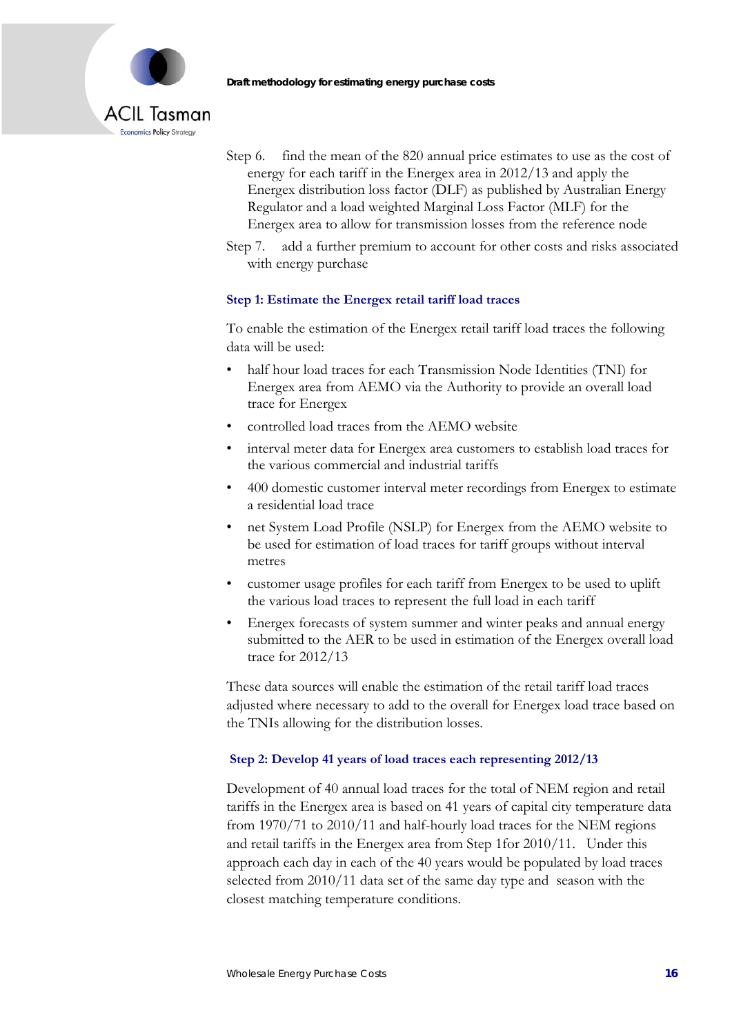Step 6. find the mean of the 820 annual price estimates to use as the cost of energy for each tariff in the Energex area in 2012/13 and apply the Energex distribution loss factor (DLF) as published by Australian Energy Regulator and a load weighted Marginal Loss Factor (MLF) for the Energex area to allow for transmission losses from the reference node

Step 7. add a further premium to account for other costs and risks associated with energy purchase

### Step 1: Estimate the Energex retail tariff load traces

To enable the estimation of the Energex retail tariff load traces the following data will be used:

- half hour load traces for each Transmission Node Identities (TNI) for Energex area from AEMO via the Authority to provide an overall load trace for Energex
- controlled load traces from the AEMO website
- interval meter data for Energex area customers to establish load traces for the various commercial and industrial tariffs
- 400 domestic customer interval meter recordings from Energex to estimate a residential load trace
- net System Load Profile (NSLP) for Energex from the AEMO website to be used for estimation of load traces for tariff groups without interval metres
- customer usage profiles for each tariff from Energex to be used to uplift the various load traces to represent the full load in each tariff
- Energex forecasts of system summer and winter peaks and annual energy submitted to the AER to be used in estimation of the Energex overall load trace for 2012/13

These data sources will enable the estimation of the retail tariff load traces adjusted where necessary to add to the overall for Energex load trace based on the TNIs allowing for the distribution losses.

### Step 2: Develop 41 years of load traces each representing 2012/13

Development of 40 annual load traces for the total of NEM region and retail tariffs in the Energex area is based on 41 years of capital city temperature data from 1970/71 to 2010/11 and half-hourly load traces for the NEM regions and retail tariffs in the Energex area from Step 1for 2010/11. Under this approach each day in each of the 40 years would be populated by load traces selected from 2010/11 data set of the same day type and season with the closest matching temperature conditions.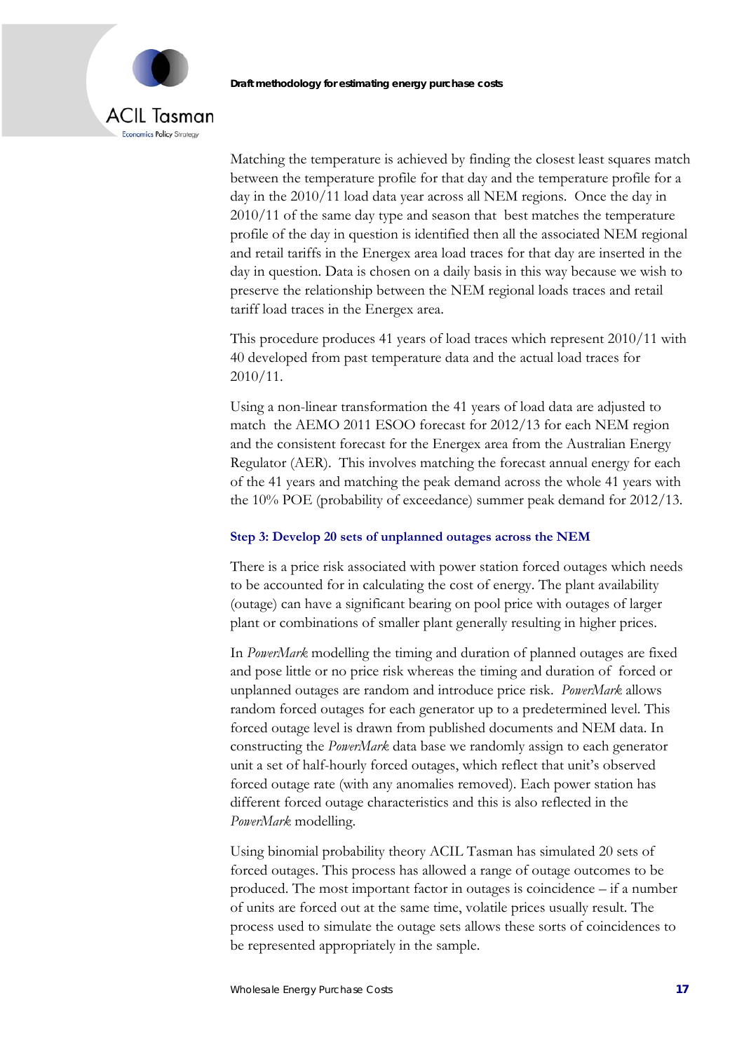Matching the temperature is achieved by finding the closest least squares match between the temperature profile for that day and the temperature profile for a day in the 2010/11 load data year across all NEM regions. Once the day in 2010/11 of the same day type and season that best matches the temperature profile of the day in question is identified then all the associated NEM regional and retail tariffs in the Energex area load traces for that day are inserted in the day in question. Data is chosen on a daily basis in this way because we wish to preserve the relationship between the NEM regional loads traces and retail tariff load traces in the Energex area.

This procedure produces 41 years of load traces which represent 2010/11 with 40 developed from past temperature data and the actual load traces for 2010/11.

Using a non-linear transformation the 41 years of load data are adjusted to match the AEMO 2011 ESOO forecast for 2012/13 for each NEM region and the consistent forecast for the Energex area from the Australian Energy Regulator (AER). This involves matching the forecast annual energy for each of the 41 years and matching the peak demand across the whole 41 years with the 10% POE (probability of exceedance) summer peak demand for 2012/13.

### Step 3: Develop 20 sets of unplanned outages across the NEM

There is a price risk associated with power station forced outages which needs to be accounted for in calculating the cost of energy. The plant availability (outage) can have a significant bearing on pool price with outages of larger plant or combinations of smaller plant generally resulting in higher prices.

In *PowerMark* modelling the timing and duration of planned outages are fixed and pose little or no price risk whereas the timing and duration of forced or unplanned outages are random and introduce price risk. *PowerMark* allows random forced outages for each generator up to a predetermined level. This forced outage level is drawn from published documents and NEM data. In constructing the *PowerMark* data base we randomly assign to each generator unit a set of half-hourly forced outages, which reflect that unit's observed forced outage rate (with any anomalies removed). Each power station has different forced outage characteristics and this is also reflected in the *PowerMark* modelling.

Using binomial probability theory ACIL Tasman has simulated 20 sets of forced outages. This process has allowed a range of outage outcomes to be produced. The most important factor in outages is coincidence – if a number of units are forced out at the same time, volatile prices usually result. The process used to simulate the outage sets allows these sorts of coincidences to be represented appropriately in the sample.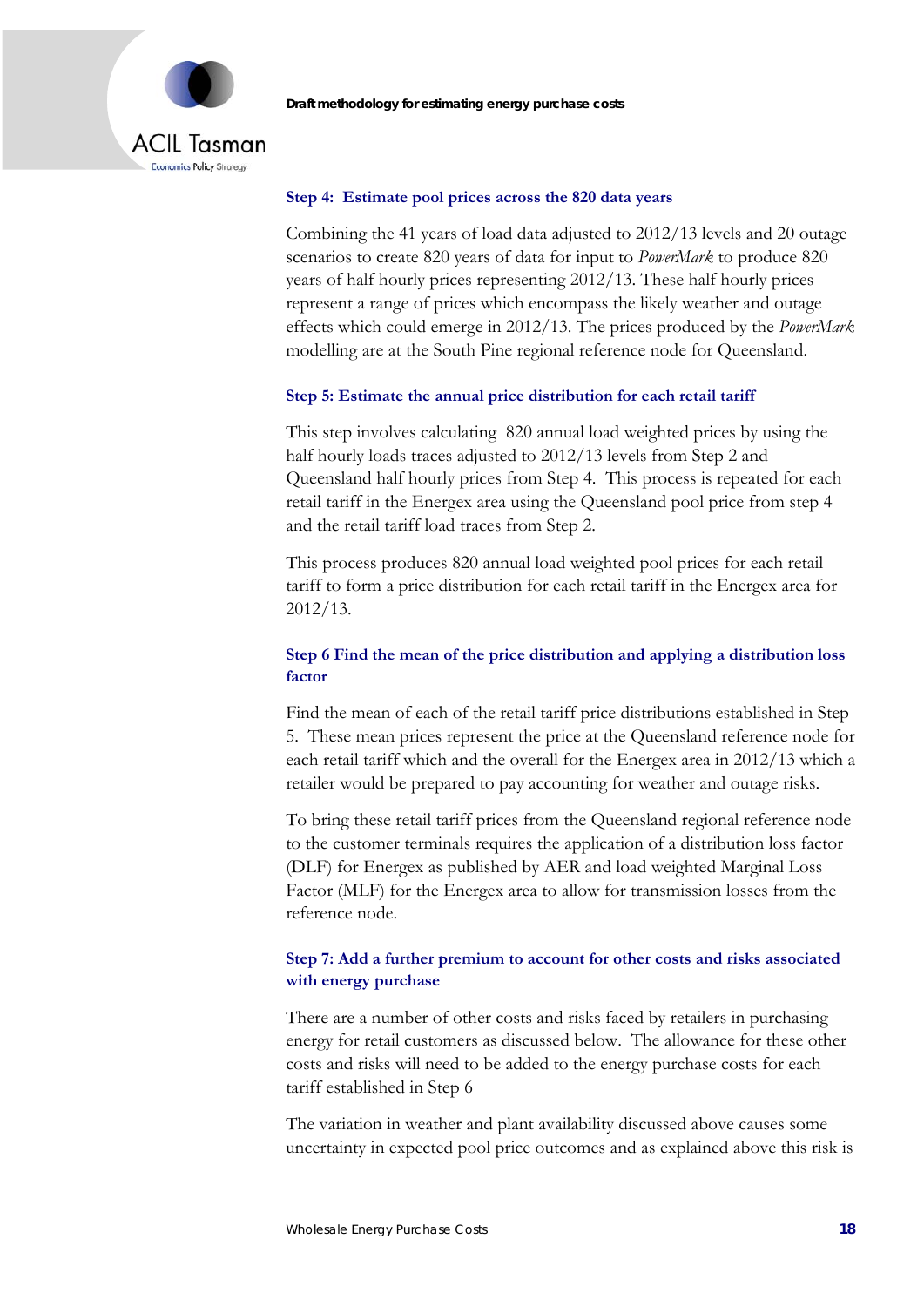### Step 4: Estimate pool prices across the 820 data years

Combining the 41 years of load data adjusted to 2012/13 levels and 20 outage scenarios to create 820 years of data for input to *PowerMark* to produce 820 years of half hourly prices representing 2012/13. These half hourly prices represent a range of prices which encompass the likely weather and outage effects which could emerge in 2012/13. The prices produced by the *PowerMark* modelling are at the South Pine regional reference node for Queensland.

### Step 5: Estimate the annual price distribution for each retail tariff

This step involves calculating 820 annual load weighted prices by using the half hourly loads traces adjusted to 2012/13 levels from Step 2 and Queensland half hourly prices from Step 4. This process is repeated for each retail tariff in the Energex area using the Queensland pool price from step 4 and the retail tariff load traces from Step 2.

This process produces 820 annual load weighted pool prices for each retail tariff to form a price distribution for each retail tariff in the Energex area for 2012/13.

### Step 6 Find the mean of the price distribution and applying a distribution loss factor

Find the mean of each of the retail tariff price distributions established in Step 5. These mean prices represent the price at the Queensland reference node for each retail tariff which and the overall for the Energex area in 2012/13 which a retailer would be prepared to pay accounting for weather and outage risks.

To bring these retail tariff prices from the Queensland regional reference node to the customer terminals requires the application of a distribution loss factor (DLF) for Energex as published by AER and load weighted Marginal Loss Factor (MLF) for the Energex area to allow for transmission losses from the reference node.

### Step 7: Add a further premium to account for other costs and risks associated with energy purchase

There are a number of other costs and risks faced by retailers in purchasing energy for retail customers as discussed below. The allowance for these other costs and risks will need to be added to the energy purchase costs for each tariff established in Step 6

The variation in weather and plant availability discussed above causes some uncertainty in expected pool price outcomes and as explained above this risk is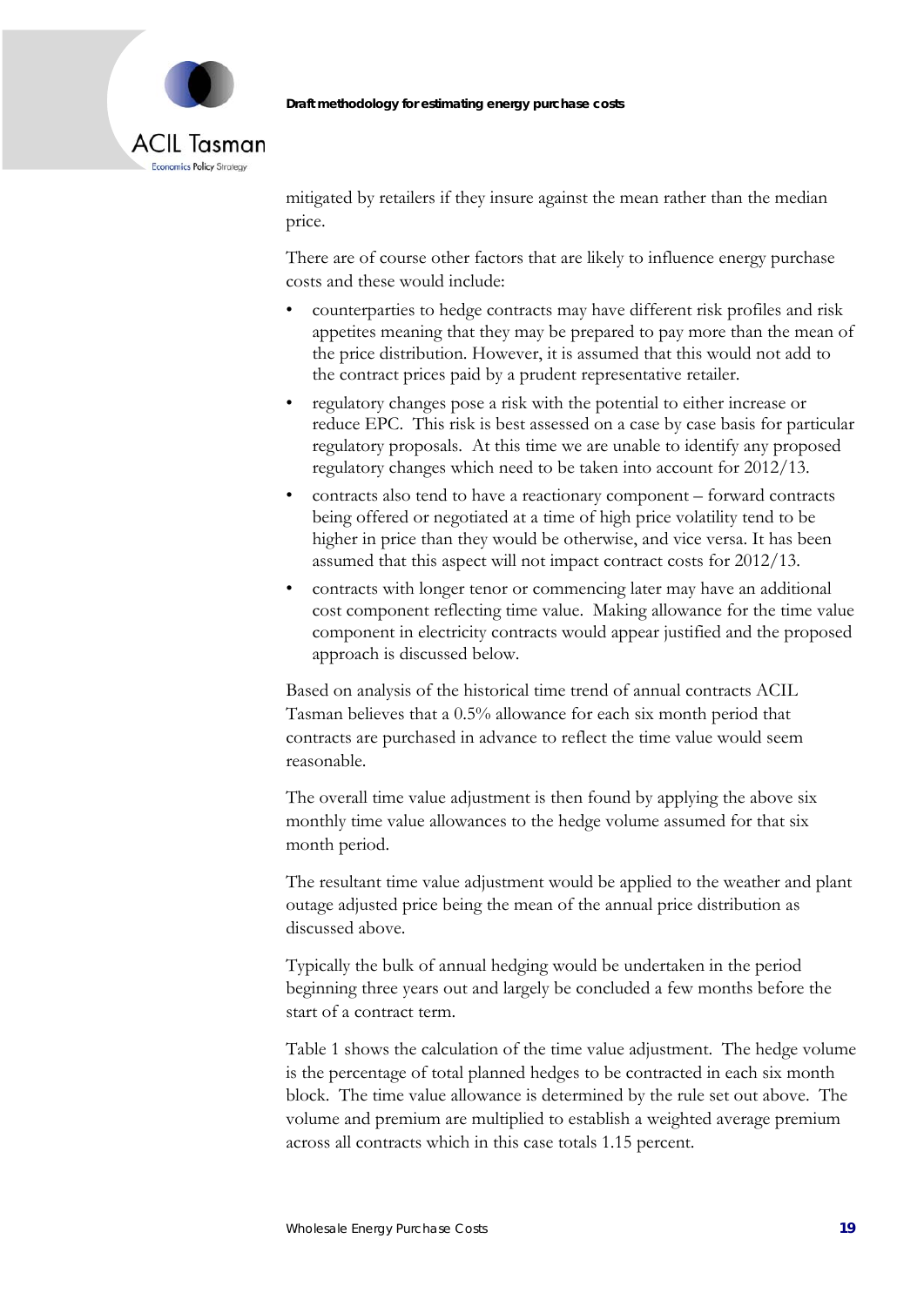mitigated by retailers if they insure against the mean rather than the median price.

There are of course other factors that are likely to influence energy purchase costs and these would include:

- counterparties to hedge contracts may have different risk profiles and risk appetites meaning that they may be prepared to pay more than the mean of the price distribution. However, it is assumed that this would not add to the contract prices paid by a prudent representative retailer.
- regulatory changes pose a risk with the potential to either increase or reduce EPC. This risk is best assessed on a case by case basis for particular regulatory proposals. At this time we are unable to identify any proposed regulatory changes which need to be taken into account for 2012/13.
- contracts also tend to have a reactionary component – forward contracts being offered or negotiated at a time of high price volatility tend to be higher in price than they would be otherwise, and vice versa. It has been assumed that this aspect will not impact contract costs for 2012/13.
- contracts with longer tenor or commencing later may have an additional cost component reflecting time value. Making allowance for the time value component in electricity contracts would appear justified and the proposed approach is discussed below.

Based on analysis of the historical time trend of annual contracts ACIL Tasman believes that a 0.5% allowance for each six month period that contracts are purchased in advance to reflect the time value would seem reasonable.

The overall time value adjustment is then found by applying the above six monthly time value allowances to the hedge volume assumed for that six month period.

The resultant time value adjustment would be applied to the weather and plant outage adjusted price being the mean of the annual price distribution as discussed above.

Typically the bulk of annual hedging would be undertaken in the period beginning three years out and largely be concluded a few months before the start of a contract term.

Table 1 shows the calculation of the time value adjustment. The hedge volume is the percentage of total planned hedges to be contracted in each six month block. The time value allowance is determined by the rule set out above. The volume and premium are multiplied to establish a weighted average premium across all contracts which in this case totals 1.15 percent.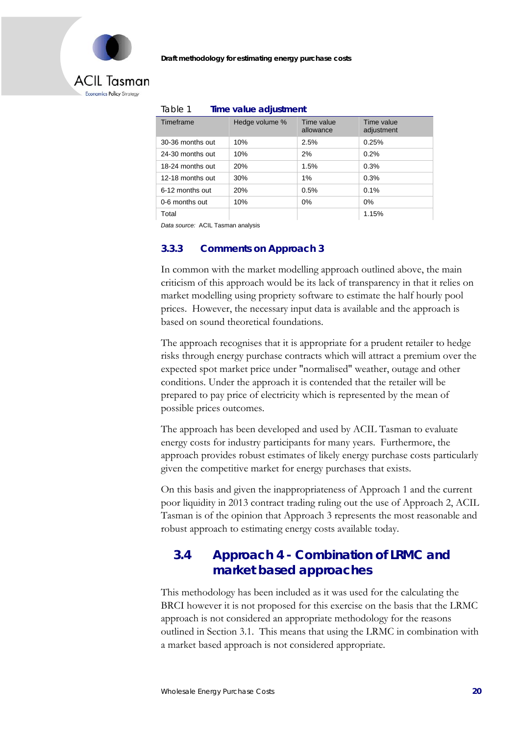Table 1 **Time value adjustment**

| Timeframe | Hedge volume % | Time value allowance | Time value adjustment |
|---|---|---|---|
| 30-36 months out | 10% | 2.5% | 0.25% |
| 24-30 months out | 10% | 2% | 0.2% |
| 18-24 months out | 20% | 1.5% | 0.3% |
| 12-18 months out | 30% | 1% | 0.3% |
| 6-12 months out | 20% | 0.5% | 0.1% |
| 0-6 months out | 10% | 0% | 0% |
| Total | | | 1.15% |

*Data source:* ACIL Tasman analysis

### 3.3.3 Comments on Approach 3

In common with the market modelling approach outlined above, the main criticism of this approach would be its lack of transparency in that it relies on market modelling using propriety software to estimate the half hourly pool prices. However, the necessary input data is available and the approach is based on sound theoretical foundations.

The approach recognises that it is appropriate for a prudent retailer to hedge risks through energy purchase contracts which will attract a premium over the expected spot market price under "normalised" weather, outage and other conditions. Under the approach it is contended that the retailer will be prepared to pay price of electricity which is represented by the mean of possible prices outcomes.

The approach has been developed and used by ACIL Tasman to evaluate energy costs for industry participants for many years. Furthermore, the approach provides robust estimates of likely energy purchase costs particularly given the competitive market for energy purchases that exists.

On this basis and given the inappropriateness of Approach 1 and the current poor liquidity in 2013 contract trading ruling out the use of Approach 2, ACIL Tasman is of the opinion that Approach 3 represents the most reasonable and robust approach to estimating energy costs available today.

## 3.4 Approach 4 - Combination of LRMC and market based approaches

This methodology has been included as it was used for the calculating the BRCI however it is not proposed for this exercise on the basis that the LRMC approach is not considered an appropriate methodology for the reasons outlined in Section 3.1. This means that using the LRMC in combination with a market based approach is not considered appropriate.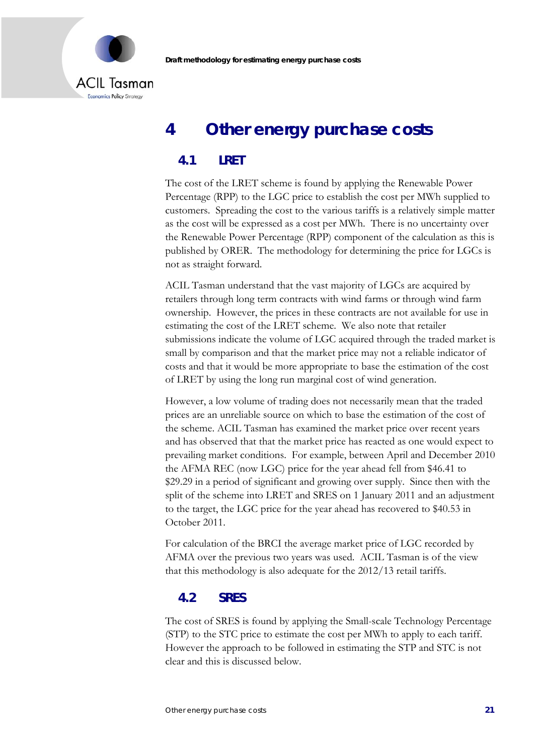# 4 Other energy purchase costs

## 4.1 LRET

The cost of the LRET scheme is found by applying the Renewable Power Percentage (RPP) to the LGC price to establish the cost per MWh supplied to customers. Spreading the cost to the various tariffs is a relatively simple matter as the cost will be expressed as a cost per MWh. There is no uncertainty over the Renewable Power Percentage (RPP) component of the calculation as this is published by ORER. The methodology for determining the price for LGCs is not as straight forward.

ACIL Tasman understand that the vast majority of LGCs are acquired by retailers through long term contracts with wind farms or through wind farm ownership. However, the prices in these contracts are not available for use in estimating the cost of the LRET scheme. We also note that retailer submissions indicate the volume of LGC acquired through the traded market is small by comparison and that the market price may not a reliable indicator of costs and that it would be more appropriate to base the estimation of the cost of LRET by using the long run marginal cost of wind generation.

However, a low volume of trading does not necessarily mean that the traded prices are an unreliable source on which to base the estimation of the cost of the scheme. ACIL Tasman has examined the market price over recent years and has observed that that the market price has reacted as one would expect to prevailing market conditions. For example, between April and December 2010 the AFMA REC (now LGC) price for the year ahead fell from $46.41 to $29.29 in a period of significant and growing over supply. Since then with the split of the scheme into LRET and SRES on 1 January 2011 and an adjustment to the target, the LGC price for the year ahead has recovered to $40.53 in October 2011.

For calculation of the BRCI the average market price of LGC recorded by AFMA over the previous two years was used. ACIL Tasman is of the view that this methodology is also adequate for the 2012/13 retail tariffs.

## 4.2 SRES

The cost of SRES is found by applying the Small-scale Technology Percentage (STP) to the STC price to estimate the cost per MWh to apply to each tariff. However the approach to be followed in estimating the STP and STC is not clear and this is discussed below.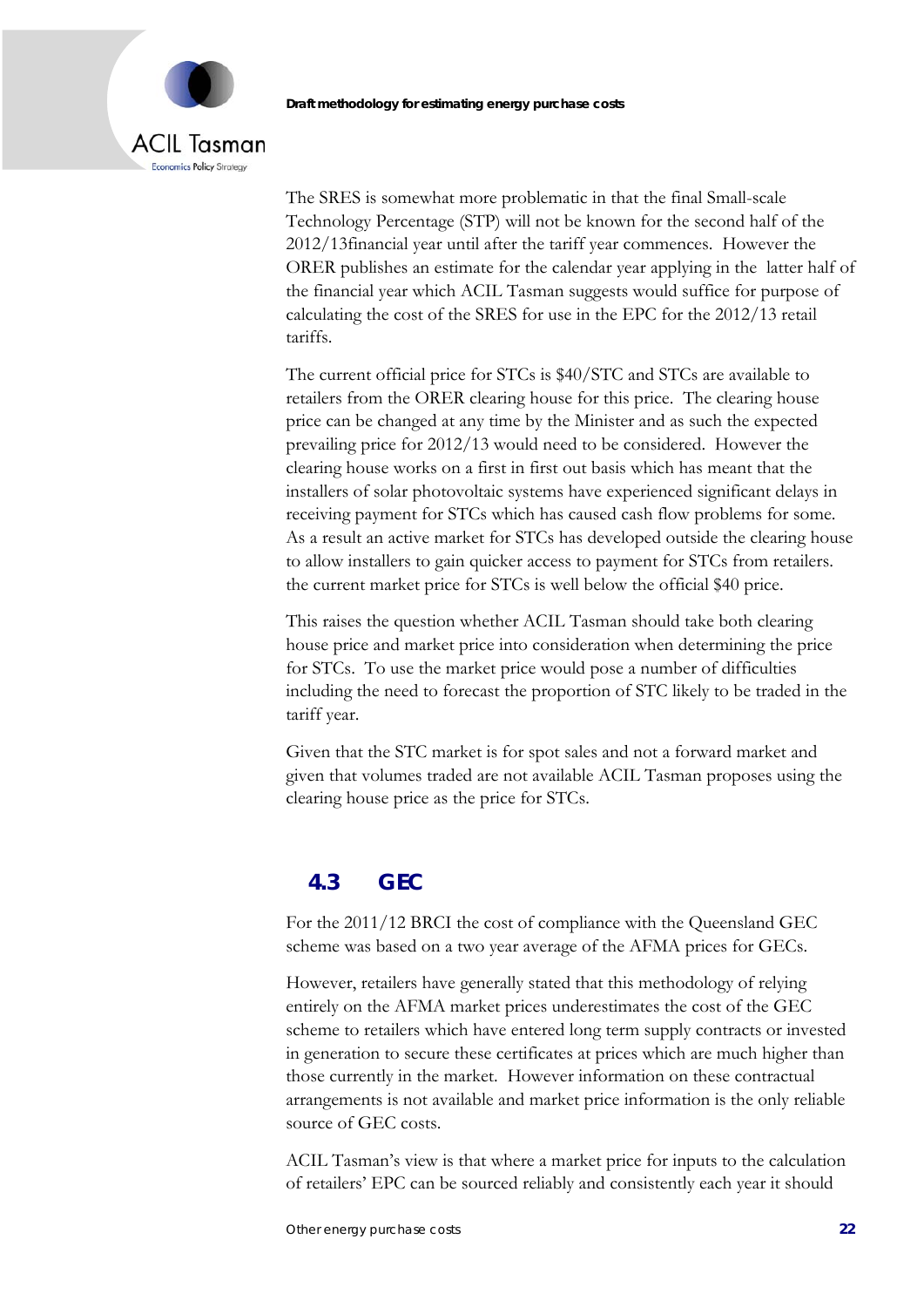The SRES is somewhat more problematic in that the final Small-scale Technology Percentage (STP) will not be known for the second half of the 2012/13financial year until after the tariff year commences. However the ORER publishes an estimate for the calendar year applying in the latter half of the financial year which ACIL Tasman suggests would suffice for purpose of calculating the cost of the SRES for use in the EPC for the 2012/13 retail tariffs.

The current official price for STCs is $40/STC and STCs are available to retailers from the ORER clearing house for this price. The clearing house price can be changed at any time by the Minister and as such the expected prevailing price for 2012/13 would need to be considered. However the clearing house works on a first in first out basis which has meant that the installers of solar photovoltaic systems have experienced significant delays in receiving payment for STCs which has caused cash flow problems for some. As a result an active market for STCs has developed outside the clearing house to allow installers to gain quicker access to payment for STCs from retailers. the current market price for STCs is well below the official $40 price.

This raises the question whether ACIL Tasman should take both clearing house price and market price into consideration when determining the price for STCs. To use the market price would pose a number of difficulties including the need to forecast the proportion of STC likely to be traded in the tariff year.

Given that the STC market is for spot sales and not a forward market and given that volumes traded are not available ACIL Tasman proposes using the clearing house price as the price for STCs.

## 4.3 GEC

For the 2011/12 BRCI the cost of compliance with the Queensland GEC scheme was based on a two year average of the AFMA prices for GECs.

However, retailers have generally stated that this methodology of relying entirely on the AFMA market prices underestimates the cost of the GEC scheme to retailers which have entered long term supply contracts or invested in generation to secure these certificates at prices which are much higher than those currently in the market. However information on these contractual arrangements is not available and market price information is the only reliable source of GEC costs.

ACIL Tasman's view is that where a market price for inputs to the calculation of retailers' EPC can be sourced reliably and consistently each year it should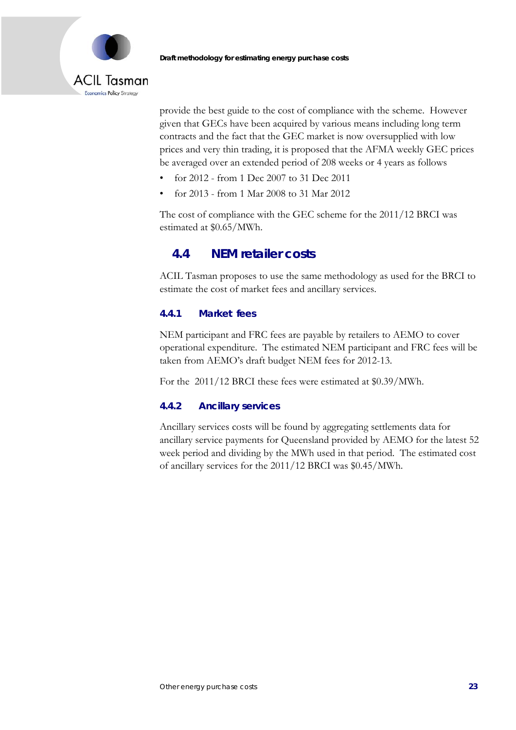provide the best guide to the cost of compliance with the scheme. However given that GECs have been acquired by various means including long term contracts and the fact that the GEC market is now oversupplied with low prices and very thin trading, it is proposed that the AFMA weekly GEC prices be averaged over an extended period of 208 weeks or 4 years as follows

- for 2012 - from 1 Dec 2007 to 31 Dec 2011
- for 2013 - from 1 Mar 2008 to 31 Mar 2012

The cost of compliance with the GEC scheme for the 2011/12 BRCI was estimated at $0.65/MWh.

## 4.4 NEM retailer costs

ACIL Tasman proposes to use the same methodology as used for the BRCI to estimate the cost of market fees and ancillary services.

### 4.4.1 Market fees

NEM participant and FRC fees are payable by retailers to AEMO to cover operational expenditure. The estimated NEM participant and FRC fees will be taken from AEMO's draft budget NEM fees for 2012-13.

For the 2011/12 BRCI these fees were estimated at $0.39/MWh.

### 4.4.2 Ancillary services

Ancillary services costs will be found by aggregating settlements data for ancillary service payments for Queensland provided by AEMO for the latest 52 week period and dividing by the MWh used in that period. The estimated cost of ancillary services for the 2011/12 BRCI was $0.45/MWh.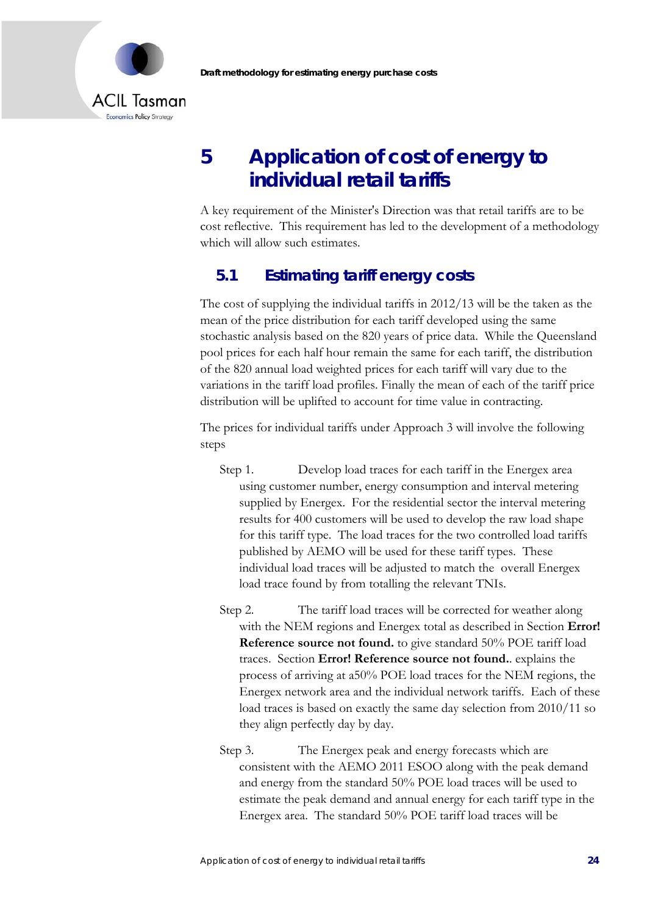# 5 Application of cost of energy to individual retail tariffs

A key requirement of the Minister's Direction was that retail tariffs are to be cost reflective. This requirement has led to the development of a methodology which will allow such estimates.

## 5.1 Estimating tariff energy costs

The cost of supplying the individual tariffs in 2012/13 will be the taken as the mean of the price distribution for each tariff developed using the same stochastic analysis based on the 820 years of price data. While the Queensland pool prices for each half hour remain the same for each tariff, the distribution of the 820 annual load weighted prices for each tariff will vary due to the variations in the tariff load profiles. Finally the mean of each of the tariff price distribution will be uplifted to account for time value in contracting.

The prices for individual tariffs under Approach 3 will involve the following steps

Step 1. Develop load traces for each tariff in the Energex area using customer number, energy consumption and interval metering supplied by Energex. For the residential sector the interval metering results for 400 customers will be used to develop the raw load shape for this tariff type. The load traces for the two controlled load tariffs published by AEMO will be used for these tariff types. These individual load traces will be adjusted to match the overall Energex load trace found by from totalling the relevant TNIs.

Step 2. The tariff load traces will be corrected for weather along with the NEM regions and Energex total as described in Section **Error! Reference source not found.** to give standard 50% POE tariff load traces. Section **Error! Reference source not found.**. explains the process of arriving at a50% POE load traces for the NEM regions, the Energex network area and the individual network tariffs. Each of these load traces is based on exactly the same day selection from 2010/11 so they align perfectly day by day.

Step 3. The Energex peak and energy forecasts which are consistent with the AEMO 2011 ESOO along with the peak demand and energy from the standard 50% POE load traces will be used to estimate the peak demand and annual energy for each tariff type in the Energex area. The standard 50% POE tariff load traces will be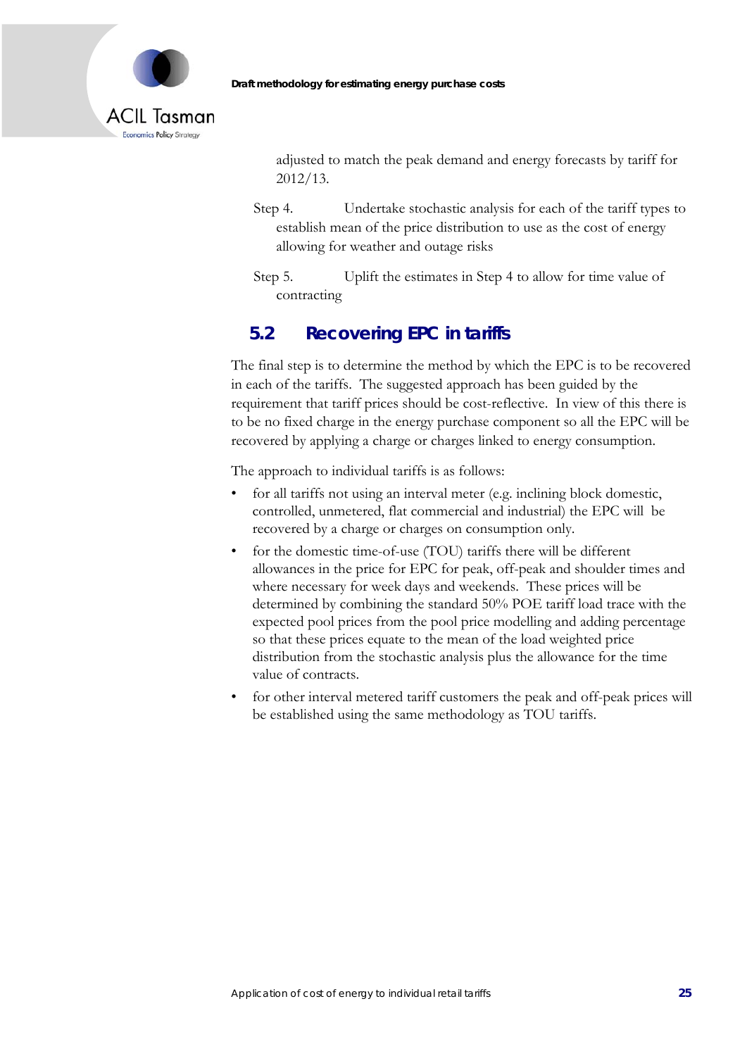adjusted to match the peak demand and energy forecasts by tariff for 2012/13.

Step 4. Undertake stochastic analysis for each of the tariff types to establish mean of the price distribution to use as the cost of energy allowing for weather and outage risks

Step 5. Uplift the estimates in Step 4 to allow for time value of contracting

## 5.2 Recovering EPC in tariffs

The final step is to determine the method by which the EPC is to be recovered in each of the tariffs. The suggested approach has been guided by the requirement that tariff prices should be cost-reflective. In view of this there is to be no fixed charge in the energy purchase component so all the EPC will be recovered by applying a charge or charges linked to energy consumption.

The approach to individual tariffs is as follows:

- for all tariffs not using an interval meter (e.g. inclining block domestic, controlled, unmetered, flat commercial and industrial) the EPC will be recovered by a charge or charges on consumption only.
- for the domestic time-of-use (TOU) tariffs there will be different allowances in the price for EPC for peak, off-peak and shoulder times and where necessary for week days and weekends. These prices will be determined by combining the standard 50% POE tariff load trace with the expected pool prices from the pool price modelling and adding percentage so that these prices equate to the mean of the load weighted price distribution from the stochastic analysis plus the allowance for the time value of contracts.
- for other interval metered tariff customers the peak and off-peak prices will be established using the same methodology as TOU tariffs.